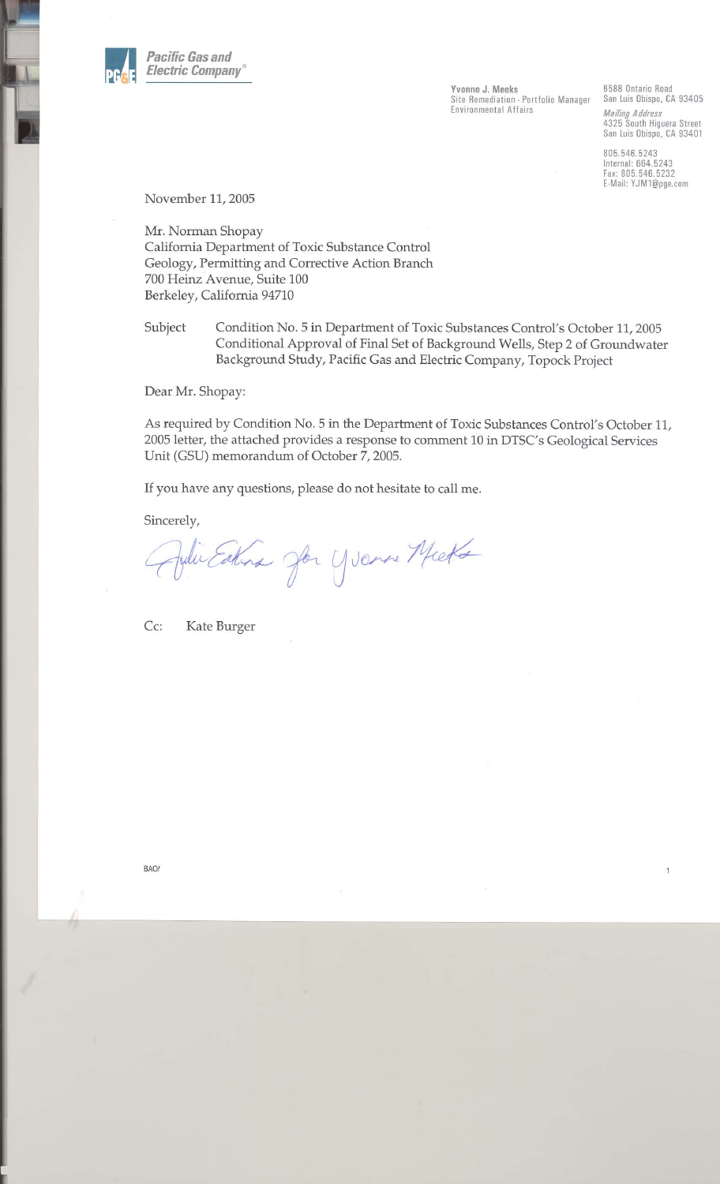**Pacific Gas and Electric Company**®

**Yvonne J. Meeks**
Site Remediation - Portfolio Manager
Environmental Affairs

6588 Ontario Road
San Luis Obispo, CA 93405

*Mailing Address*
4325 South Higuera Street
San Luis Obispo, CA 93401

805.546.5243
Internal: 664.5243
Fax: 805.546.5232
E-Mail: YJM1@pge.com

November 11, 2005

Mr. Norman Shopay
California Department of Toxic Substance Control
Geology, Permitting and Corrective Action Branch
700 Heinz Avenue, Suite 100
Berkeley, California 94710

Subject Condition No. 5 in Department of Toxic Substances Control's October 11, 2005 Conditional Approval of Final Set of Background Wells, Step 2 of Groundwater Background Study, Pacific Gas and Electric Company, Topock Project

Dear Mr. Shopay:

As required by Condition No. 5 in the Department of Toxic Substances Control's October 11, 2005 letter, the attached provides a response to comment 10 in DTSC's Geological Services Unit (GSU) memorandum of October 7, 2005.

If you have any questions, please do not hesitate to call me.

Sincerely,

Julie Eakins for Yvonne Meeks

Cc: Kate Burger

BAO/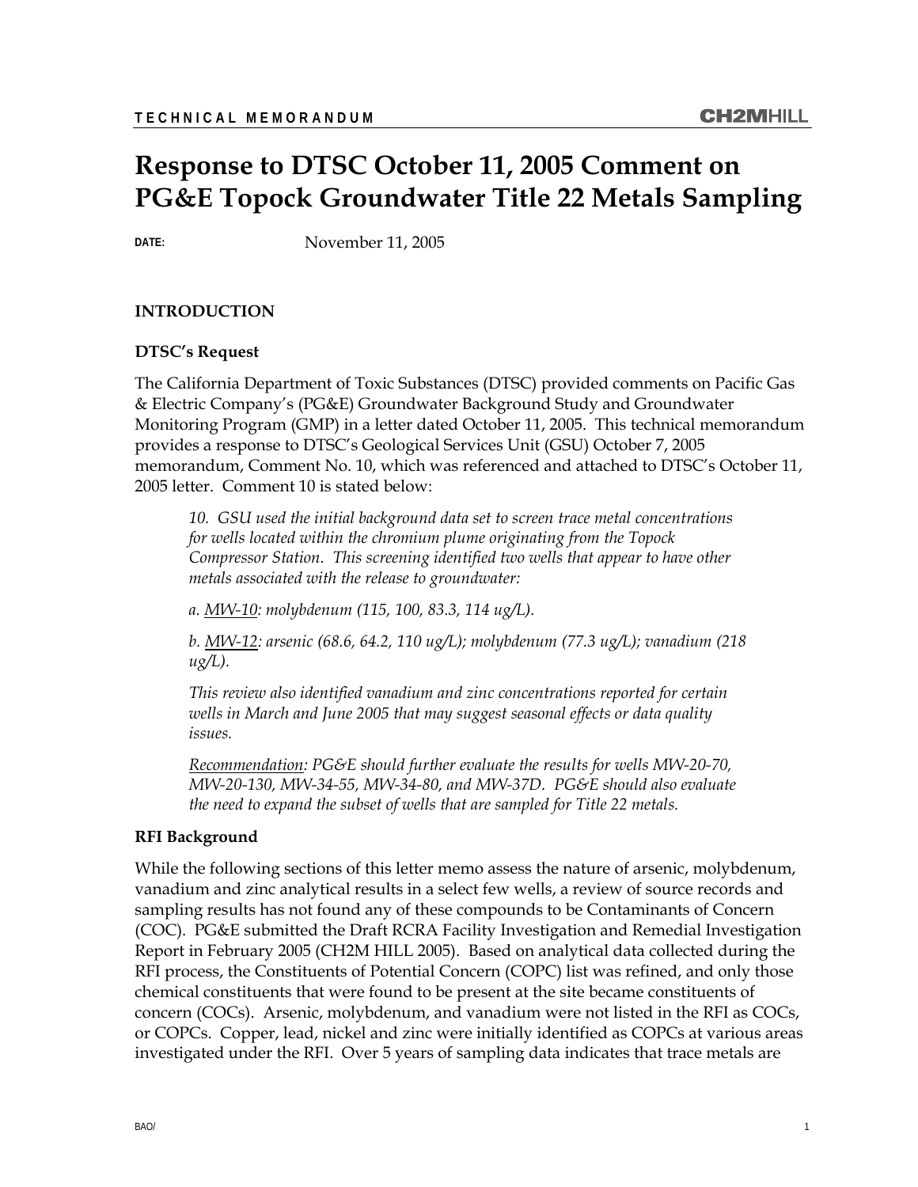# Response to DTSC October 11, 2005 Comment on PG&E Topock Groundwater Title 22 Metals Sampling

**DATE:** November 11, 2005

## INTRODUCTION

### DTSC's Request

The California Department of Toxic Substances (DTSC) provided comments on Pacific Gas & Electric Company's (PG&E) Groundwater Background Study and Groundwater Monitoring Program (GMP) in a letter dated October 11, 2005. This technical memorandum provides a response to DTSC's Geological Services Unit (GSU) October 7, 2005 memorandum, Comment No. 10, which was referenced and attached to DTSC's October 11, 2005 letter. Comment 10 is stated below:

> *10. GSU used the initial background data set to screen trace metal concentrations for wells located within the chromium plume originating from the Topock Compressor Station. This screening identified two wells that appear to have other metals associated with the release to groundwater:*
>
> *a. MW-10: molybdenum (115, 100, 83.3, 114 ug/L).*
>
> *b. MW-12: arsenic (68.6, 64.2, 110 ug/L); molybdenum (77.3 ug/L); vanadium (218 ug/L).*
>
> *This review also identified vanadium and zinc concentrations reported for certain wells in March and June 2005 that may suggest seasonal effects or data quality issues.*
>
> *Recommendation: PG&E should further evaluate the results for wells MW-20-70, MW-20-130, MW-34-55, MW-34-80, and MW-37D. PG&E should also evaluate the need to expand the subset of wells that are sampled for Title 22 metals.*

### RFI Background

While the following sections of this letter memo assess the nature of arsenic, molybdenum, vanadium and zinc analytical results in a select few wells, a review of source records and sampling results has not found any of these compounds to be Contaminants of Concern (COC). PG&E submitted the Draft RCRA Facility Investigation and Remedial Investigation Report in February 2005 (CH2M HILL 2005). Based on analytical data collected during the RFI process, the Constituents of Potential Concern (COPC) list was refined, and only those chemical constituents that were found to be present at the site became constituents of concern (COCs). Arsenic, molybdenum, and vanadium were not listed in the RFI as COCs, or COPCs. Copper, lead, nickel and zinc were initially identified as COPCs at various areas investigated under the RFI. Over 5 years of sampling data indicates that trace metals are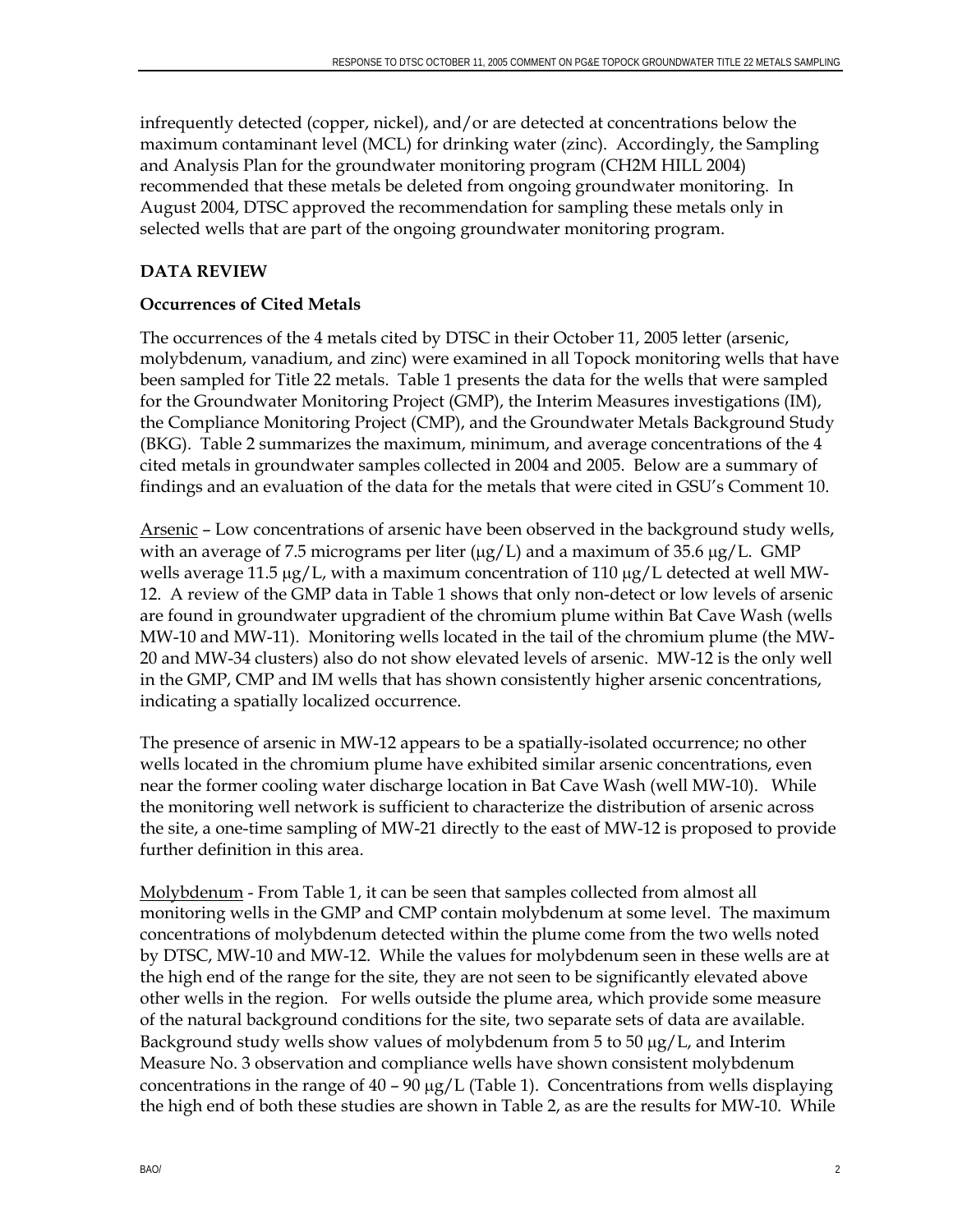infrequently detected (copper, nickel), and/or are detected at concentrations below the maximum contaminant level (MCL) for drinking water (zinc). Accordingly, the Sampling and Analysis Plan for the groundwater monitoring program (CH2M HILL 2004) recommended that these metals be deleted from ongoing groundwater monitoring. In August 2004, DTSC approved the recommendation for sampling these metals only in selected wells that are part of the ongoing groundwater monitoring program.

## DATA REVIEW

### Occurrences of Cited Metals

The occurrences of the 4 metals cited by DTSC in their October 11, 2005 letter (arsenic, molybdenum, vanadium, and zinc) were examined in all Topock monitoring wells that have been sampled for Title 22 metals. Table 1 presents the data for the wells that were sampled for the Groundwater Monitoring Project (GMP), the Interim Measures investigations (IM), the Compliance Monitoring Project (CMP), and the Groundwater Metals Background Study (BKG). Table 2 summarizes the maximum, minimum, and average concentrations of the 4 cited metals in groundwater samples collected in 2004 and 2005. Below are a summary of findings and an evaluation of the data for the metals that were cited in GSU's Comment 10.

Arsenic – Low concentrations of arsenic have been observed in the background study wells, with an average of 7.5 micrograms per liter (μg/L) and a maximum of 35.6 μg/L. GMP wells average 11.5 μg/L, with a maximum concentration of 110 μg/L detected at well MW-12. A review of the GMP data in Table 1 shows that only non-detect or low levels of arsenic are found in groundwater upgradient of the chromium plume within Bat Cave Wash (wells MW-10 and MW-11). Monitoring wells located in the tail of the chromium plume (the MW-20 and MW-34 clusters) also do not show elevated levels of arsenic. MW-12 is the only well in the GMP, CMP and IM wells that has shown consistently higher arsenic concentrations, indicating a spatially localized occurrence.

The presence of arsenic in MW-12 appears to be a spatially-isolated occurrence; no other wells located in the chromium plume have exhibited similar arsenic concentrations, even near the former cooling water discharge location in Bat Cave Wash (well MW-10). While the monitoring well network is sufficient to characterize the distribution of arsenic across the site, a one-time sampling of MW-21 directly to the east of MW-12 is proposed to provide further definition in this area.

Molybdenum - From Table 1, it can be seen that samples collected from almost all monitoring wells in the GMP and CMP contain molybdenum at some level. The maximum concentrations of molybdenum detected within the plume come from the two wells noted by DTSC, MW-10 and MW-12. While the values for molybdenum seen in these wells are at the high end of the range for the site, they are not seen to be significantly elevated above other wells in the region. For wells outside the plume area, which provide some measure of the natural background conditions for the site, two separate sets of data are available. Background study wells show values of molybdenum from 5 to 50 μg/L, and Interim Measure No. 3 observation and compliance wells have shown consistent molybdenum concentrations in the range of 40 – 90 μg/L (Table 1). Concentrations from wells displaying the high end of both these studies are shown in Table 2, as are the results for MW-10. While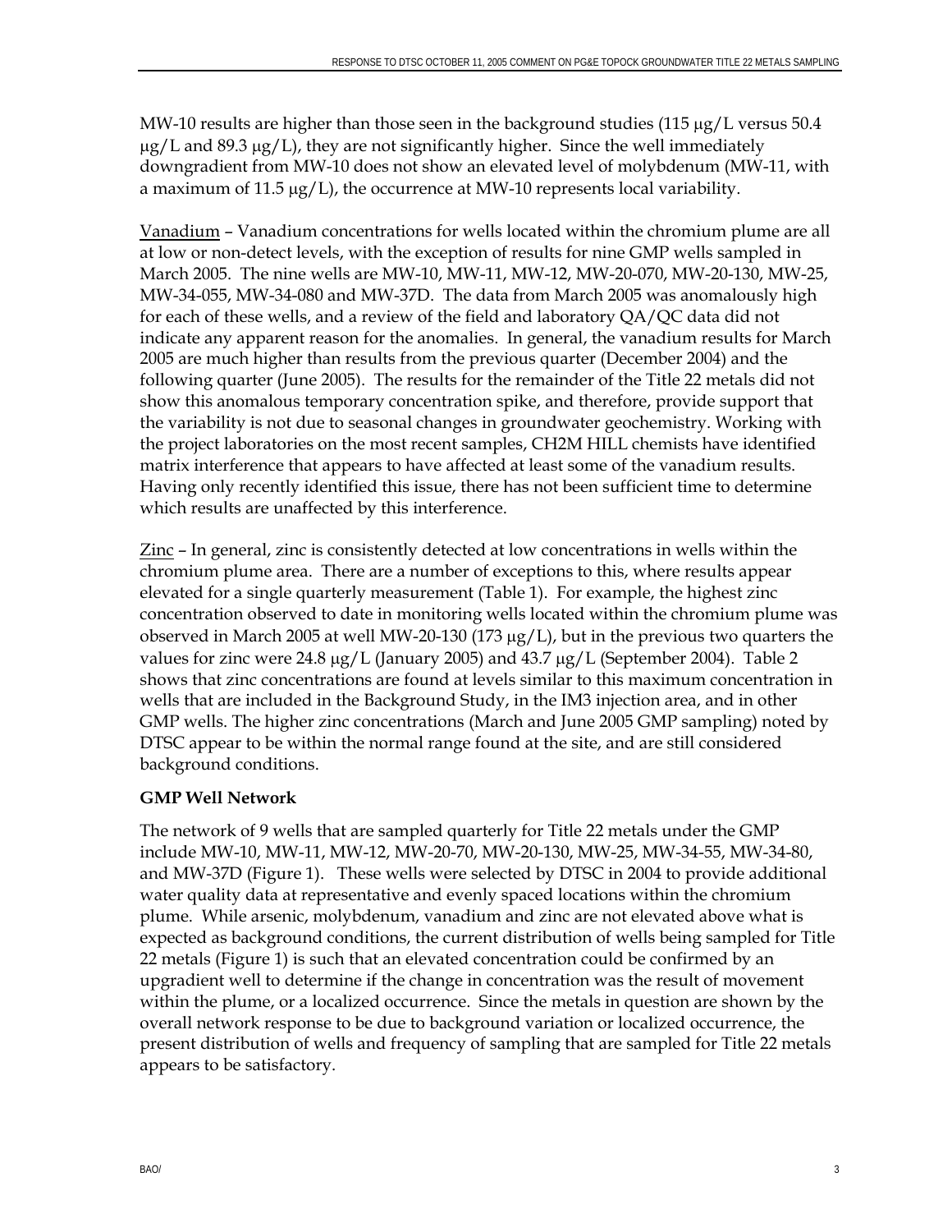MW-10 results are higher than those seen in the background studies (115 μg/L versus 50.4 μg/L and 89.3 μg/L), they are not significantly higher. Since the well immediately downgradient from MW-10 does not show an elevated level of molybdenum (MW-11, with a maximum of 11.5 μg/L), the occurrence at MW-10 represents local variability.

Vanadium – Vanadium concentrations for wells located within the chromium plume are all at low or non-detect levels, with the exception of results for nine GMP wells sampled in March 2005. The nine wells are MW-10, MW-11, MW-12, MW-20-070, MW-20-130, MW-25, MW-34-055, MW-34-080 and MW-37D. The data from March 2005 was anomalously high for each of these wells, and a review of the field and laboratory QA/QC data did not indicate any apparent reason for the anomalies. In general, the vanadium results for March 2005 are much higher than results from the previous quarter (December 2004) and the following quarter (June 2005). The results for the remainder of the Title 22 metals did not show this anomalous temporary concentration spike, and therefore, provide support that the variability is not due to seasonal changes in groundwater geochemistry. Working with the project laboratories on the most recent samples, CH2M HILL chemists have identified matrix interference that appears to have affected at least some of the vanadium results. Having only recently identified this issue, there has not been sufficient time to determine which results are unaffected by this interference.

Zinc – In general, zinc is consistently detected at low concentrations in wells within the chromium plume area. There are a number of exceptions to this, where results appear elevated for a single quarterly measurement (Table 1). For example, the highest zinc concentration observed to date in monitoring wells located within the chromium plume was observed in March 2005 at well MW-20-130 (173 μg/L), but in the previous two quarters the values for zinc were 24.8 μg/L (January 2005) and 43.7 μg/L (September 2004). Table 2 shows that zinc concentrations are found at levels similar to this maximum concentration in wells that are included in the Background Study, in the IM3 injection area, and in other GMP wells. The higher zinc concentrations (March and June 2005 GMP sampling) noted by DTSC appear to be within the normal range found at the site, and are still considered background conditions.

**GMP Well Network**

The network of 9 wells that are sampled quarterly for Title 22 metals under the GMP include MW-10, MW-11, MW-12, MW-20-70, MW-20-130, MW-25, MW-34-55, MW-34-80, and MW-37D (Figure 1). These wells were selected by DTSC in 2004 to provide additional water quality data at representative and evenly spaced locations within the chromium plume. While arsenic, molybdenum, vanadium and zinc are not elevated above what is expected as background conditions, the current distribution of wells being sampled for Title 22 metals (Figure 1) is such that an elevated concentration could be confirmed by an upgradient well to determine if the change in concentration was the result of movement within the plume, or a localized occurrence. Since the metals in question are shown by the overall network response to be due to background variation or localized occurrence, the present distribution of wells and frequency of sampling that are sampled for Title 22 metals appears to be satisfactory.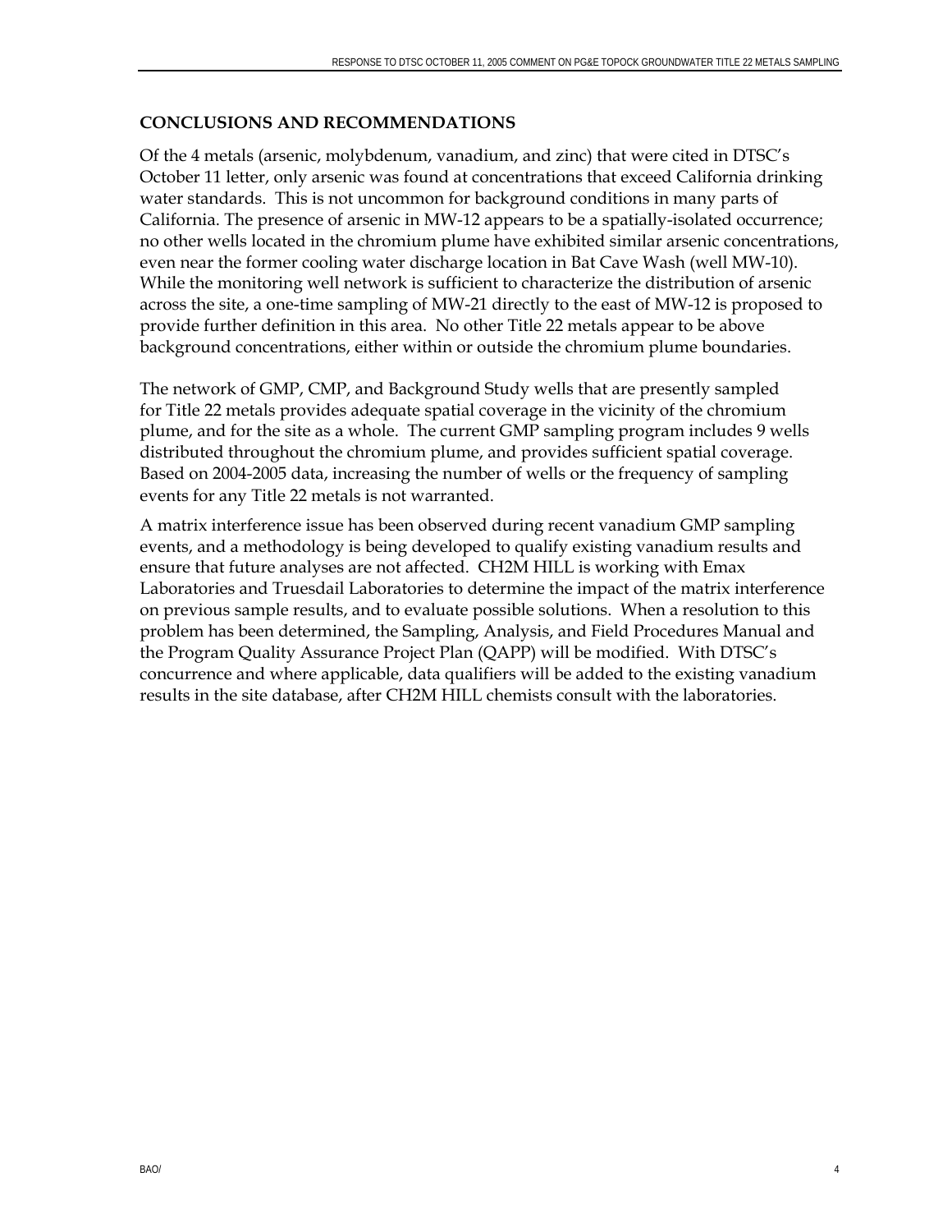## CONCLUSIONS AND RECOMMENDATIONS

Of the 4 metals (arsenic, molybdenum, vanadium, and zinc) that were cited in DTSC's October 11 letter, only arsenic was found at concentrations that exceed California drinking water standards. This is not uncommon for background conditions in many parts of California. The presence of arsenic in MW-12 appears to be a spatially-isolated occurrence; no other wells located in the chromium plume have exhibited similar arsenic concentrations, even near the former cooling water discharge location in Bat Cave Wash (well MW-10). While the monitoring well network is sufficient to characterize the distribution of arsenic across the site, a one-time sampling of MW-21 directly to the east of MW-12 is proposed to provide further definition in this area. No other Title 22 metals appear to be above background concentrations, either within or outside the chromium plume boundaries.

The network of GMP, CMP, and Background Study wells that are presently sampled for Title 22 metals provides adequate spatial coverage in the vicinity of the chromium plume, and for the site as a whole. The current GMP sampling program includes 9 wells distributed throughout the chromium plume, and provides sufficient spatial coverage. Based on 2004-2005 data, increasing the number of wells or the frequency of sampling events for any Title 22 metals is not warranted.

A matrix interference issue has been observed during recent vanadium GMP sampling events, and a methodology is being developed to qualify existing vanadium results and ensure that future analyses are not affected. CH2M HILL is working with Emax Laboratories and Truesdail Laboratories to determine the impact of the matrix interference on previous sample results, and to evaluate possible solutions. When a resolution to this problem has been determined, the Sampling, Analysis, and Field Procedures Manual and the Program Quality Assurance Project Plan (QAPP) will be modified. With DTSC's concurrence and where applicable, data qualifiers will be added to the existing vanadium results in the site database, after CH2M HILL chemists consult with the laboratories.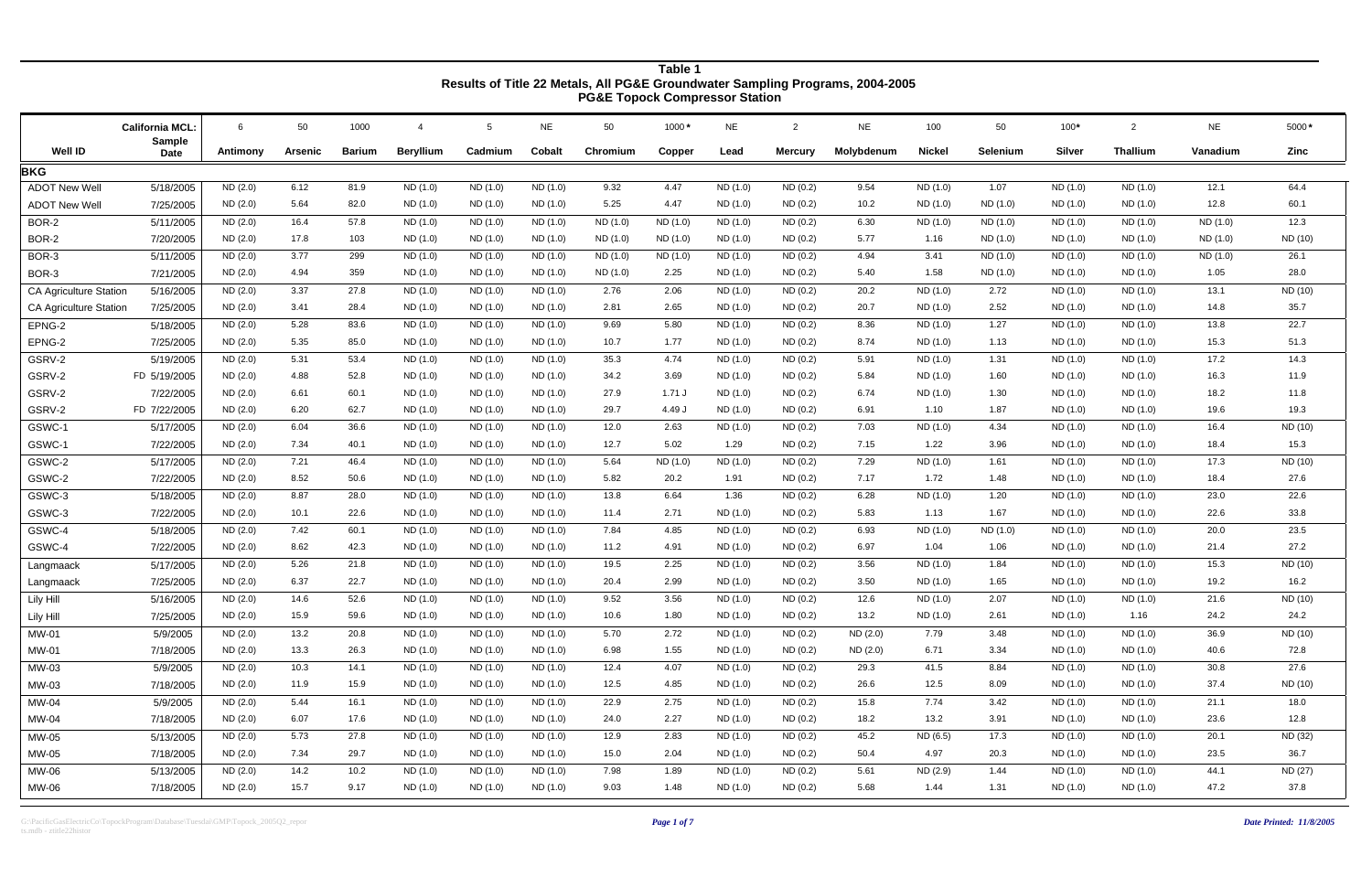**Table 1**
**Results of Title 22 Metals, All PG&E Groundwater Sampling Programs, 2004-2005**
**PG&E Topock Compressor Station**

| California MCL: | | 6 | 50 | 1000 | 4 | 5 | NE | 50 | 1000* | NE | 2 | NE | 100 | 50 | 100* | 2 | NE | 5000* |
|---|---|---|---|---|---|---|---|---|---|---|---|---|---|---|---|---|---|---|
| **Well ID** | **Sample Date** | **Antimony** | **Arsenic** | **Barium** | **Beryllium** | **Cadmium** | **Cobalt** | **Chromium** | **Copper** | **Lead** | **Mercury** | **Molybdenum** | **Nickel** | **Selenium** | **Silver** | **Thallium** | **Vanadium** | **Zinc** |
| **BKG** | | | | | | | | | | | | | | | | | | |
| ADOT New Well | 5/18/2005 | ND (2.0) | 6.12 | 81.9 | ND (1.0) | ND (1.0) | ND (1.0) | 9.32 | 4.47 | ND (1.0) | ND (0.2) | 9.54 | ND (1.0) | 1.07 | ND (1.0) | ND (1.0) | 12.1 | 64.4 |
| ADOT New Well | 7/25/2005 | ND (2.0) | 5.64 | 82.0 | ND (1.0) | ND (1.0) | ND (1.0) | 5.25 | 4.47 | ND (1.0) | ND (0.2) | 10.2 | ND (1.0) | ND (1.0) | ND (1.0) | ND (1.0) | 12.8 | 60.1 |
| BOR-2 | 5/11/2005 | ND (2.0) | 16.4 | 57.8 | ND (1.0) | ND (1.0) | ND (1.0) | ND (1.0) | ND (1.0) | ND (1.0) | ND (0.2) | 6.30 | ND (1.0) | ND (1.0) | ND (1.0) | ND (1.0) | ND (1.0) | 12.3 |
| BOR-2 | 7/20/2005 | ND (2.0) | 17.8 | 103 | ND (1.0) | ND (1.0) | ND (1.0) | ND (1.0) | ND (1.0) | ND (1.0) | ND (0.2) | 5.77 | 1.16 | ND (1.0) | ND (1.0) | ND (1.0) | ND (1.0) | ND (10) |
| BOR-3 | 5/11/2005 | ND (2.0) | 3.77 | 299 | ND (1.0) | ND (1.0) | ND (1.0) | ND (1.0) | ND (1.0) | ND (1.0) | ND (0.2) | 4.94 | 3.41 | ND (1.0) | ND (1.0) | ND (1.0) | ND (1.0) | 26.1 |
| BOR-3 | 7/21/2005 | ND (2.0) | 4.94 | 359 | ND (1.0) | ND (1.0) | ND (1.0) | ND (1.0) | 2.25 | ND (1.0) | ND (0.2) | 5.40 | 1.58 | ND (1.0) | ND (1.0) | ND (1.0) | 1.05 | 28.0 |
| CA Agriculture Station | 5/16/2005 | ND (2.0) | 3.37 | 27.8 | ND (1.0) | ND (1.0) | ND (1.0) | 2.76 | 2.06 | ND (1.0) | ND (0.2) | 20.2 | ND (1.0) | 2.72 | ND (1.0) | ND (1.0) | 13.1 | ND (10) |
| CA Agriculture Station | 7/25/2005 | ND (2.0) | 3.41 | 28.4 | ND (1.0) | ND (1.0) | ND (1.0) | 2.81 | 2.65 | ND (1.0) | ND (0.2) | 20.7 | ND (1.0) | 2.52 | ND (1.0) | ND (1.0) | 14.8 | 35.7 |
| EPNG-2 | 5/18/2005 | ND (2.0) | 5.28 | 83.6 | ND (1.0) | ND (1.0) | ND (1.0) | 9.69 | 5.80 | ND (1.0) | ND (0.2) | 8.36 | ND (1.0) | 1.27 | ND (1.0) | ND (1.0) | 13.8 | 22.7 |
| EPNG-2 | 7/25/2005 | ND (2.0) | 5.35 | 85.0 | ND (1.0) | ND (1.0) | ND (1.0) | 10.7 | 1.77 | ND (1.0) | ND (0.2) | 8.74 | ND (1.0) | 1.13 | ND (1.0) | ND (1.0) | 15.3 | 51.3 |
| GSRV-2 | 5/19/2005 | ND (2.0) | 5.31 | 53.4 | ND (1.0) | ND (1.0) | ND (1.0) | 35.3 | 4.74 | ND (1.0) | ND (0.2) | 5.91 | ND (1.0) | 1.31 | ND (1.0) | ND (1.0) | 17.2 | 14.3 |
| GSRV-2 | FD 5/19/2005 | ND (2.0) | 4.88 | 52.8 | ND (1.0) | ND (1.0) | ND (1.0) | 34.2 | 3.69 | ND (1.0) | ND (0.2) | 5.84 | ND (1.0) | 1.60 | ND (1.0) | ND (1.0) | 16.3 | 11.9 |
| GSRV-2 | 7/22/2005 | ND (2.0) | 6.61 | 60.1 | ND (1.0) | ND (1.0) | ND (1.0) | 27.9 | 1.71 J | ND (1.0) | ND (0.2) | 6.74 | ND (1.0) | 1.30 | ND (1.0) | ND (1.0) | 18.2 | 11.8 |
| GSRV-2 | FD 7/22/2005 | ND (2.0) | 6.20 | 62.7 | ND (1.0) | ND (1.0) | ND (1.0) | 29.7 | 4.49 J | ND (1.0) | ND (0.2) | 6.91 | 1.10 | 1.87 | ND (1.0) | ND (1.0) | 19.6 | 19.3 |
| GSWC-1 | 5/17/2005 | ND (2.0) | 6.04 | 36.6 | ND (1.0) | ND (1.0) | ND (1.0) | 12.0 | 2.63 | ND (1.0) | ND (0.2) | 7.03 | ND (1.0) | 4.34 | ND (1.0) | ND (1.0) | 16.4 | ND (10) |
| GSWC-1 | 7/22/2005 | ND (2.0) | 7.34 | 40.1 | ND (1.0) | ND (1.0) | ND (1.0) | 12.7 | 5.02 | 1.29 | ND (0.2) | 7.15 | 1.22 | 3.96 | ND (1.0) | ND (1.0) | 18.4 | 15.3 |
| GSWC-2 | 5/17/2005 | ND (2.0) | 7.21 | 46.4 | ND (1.0) | ND (1.0) | ND (1.0) | 5.64 | ND (1.0) | ND (1.0) | ND (0.2) | 7.29 | ND (1.0) | 1.61 | ND (1.0) | ND (1.0) | 17.3 | ND (10) |
| GSWC-2 | 7/22/2005 | ND (2.0) | 8.52 | 50.6 | ND (1.0) | ND (1.0) | ND (1.0) | 5.82 | 20.2 | 1.91 | ND (0.2) | 7.17 | 1.72 | 1.48 | ND (1.0) | ND (1.0) | 18.4 | 27.6 |
| GSWC-3 | 5/18/2005 | ND (2.0) | 8.87 | 28.0 | ND (1.0) | ND (1.0) | ND (1.0) | 13.8 | 6.64 | 1.36 | ND (0.2) | 6.28 | ND (1.0) | 1.20 | ND (1.0) | ND (1.0) | 23.0 | 22.6 |
| GSWC-3 | 7/22/2005 | ND (2.0) | 10.1 | 22.6 | ND (1.0) | ND (1.0) | ND (1.0) | 11.4 | 2.71 | ND (1.0) | ND (0.2) | 5.83 | 1.13 | 1.67 | ND (1.0) | ND (1.0) | 22.6 | 33.8 |
| GSWC-4 | 5/18/2005 | ND (2.0) | 7.42 | 60.1 | ND (1.0) | ND (1.0) | ND (1.0) | 7.84 | 4.85 | ND (1.0) | ND (0.2) | 6.93 | ND (1.0) | ND (1.0) | ND (1.0) | ND (1.0) | 20.0 | 23.5 |
| GSWC-4 | 7/22/2005 | ND (2.0) | 8.62 | 42.3 | ND (1.0) | ND (1.0) | ND (1.0) | 11.2 | 4.91 | ND (1.0) | ND (0.2) | 6.97 | 1.04 | 1.06 | ND (1.0) | ND (1.0) | 21.4 | 27.2 |
| Langmaack | 5/17/2005 | ND (2.0) | 5.26 | 21.8 | ND (1.0) | ND (1.0) | ND (1.0) | 19.5 | 2.25 | ND (1.0) | ND (0.2) | 3.56 | ND (1.0) | 1.84 | ND (1.0) | ND (1.0) | 15.3 | ND (10) |
| Langmaack | 7/25/2005 | ND (2.0) | 6.37 | 22.7 | ND (1.0) | ND (1.0) | ND (1.0) | 20.4 | 2.99 | ND (1.0) | ND (0.2) | 3.50 | ND (1.0) | 1.65 | ND (1.0) | ND (1.0) | 19.2 | 16.2 |
| Lily Hill | 5/16/2005 | ND (2.0) | 14.6 | 52.6 | ND (1.0) | ND (1.0) | ND (1.0) | 9.52 | 3.56 | ND (1.0) | ND (0.2) | 12.6 | ND (1.0) | 2.07 | ND (1.0) | ND (1.0) | 21.6 | ND (10) |
| Lily Hill | 7/25/2005 | ND (2.0) | 15.9 | 59.6 | ND (1.0) | ND (1.0) | ND (1.0) | 10.6 | 1.80 | ND (1.0) | ND (0.2) | 13.2 | ND (1.0) | 2.61 | ND (1.0) | 1.16 | 24.2 | 24.2 |
| MW-01 | 5/9/2005 | ND (2.0) | 13.2 | 20.8 | ND (1.0) | ND (1.0) | ND (1.0) | 5.70 | 2.72 | ND (1.0) | ND (0.2) | ND (2.0) | 7.79 | 3.48 | ND (1.0) | ND (1.0) | 36.9 | ND (10) |
| MW-01 | 7/18/2005 | ND (2.0) | 13.3 | 26.3 | ND (1.0) | ND (1.0) | ND (1.0) | 6.98 | 1.55 | ND (1.0) | ND (0.2) | ND (2.0) | 6.71 | 3.34 | ND (1.0) | ND (1.0) | 40.6 | 72.8 |
| MW-03 | 5/9/2005 | ND (2.0) | 10.3 | 14.1 | ND (1.0) | ND (1.0) | ND (1.0) | 12.4 | 4.07 | ND (1.0) | ND (0.2) | 29.3 | 41.5 | 8.84 | ND (1.0) | ND (1.0) | 30.8 | 27.6 |
| MW-03 | 7/18/2005 | ND (2.0) | 11.9 | 15.9 | ND (1.0) | ND (1.0) | ND (1.0) | 12.5 | 4.85 | ND (1.0) | ND (0.2) | 26.6 | 12.5 | 8.09 | ND (1.0) | ND (1.0) | 37.4 | ND (10) |
| MW-04 | 5/9/2005 | ND (2.0) | 5.44 | 16.1 | ND (1.0) | ND (1.0) | ND (1.0) | 22.9 | 2.75 | ND (1.0) | ND (0.2) | 15.8 | 7.74 | 3.42 | ND (1.0) | ND (1.0) | 21.1 | 18.0 |
| MW-04 | 7/18/2005 | ND (2.0) | 6.07 | 17.6 | ND (1.0) | ND (1.0) | ND (1.0) | 24.0 | 2.27 | ND (1.0) | ND (0.2) | 18.2 | 13.2 | 3.91 | ND (1.0) | ND (1.0) | 23.6 | 12.8 |
| MW-05 | 5/13/2005 | ND (2.0) | 5.73 | 27.8 | ND (1.0) | ND (1.0) | ND (1.0) | 12.9 | 2.83 | ND (1.0) | ND (0.2) | 45.2 | ND (6.5) | 17.3 | ND (1.0) | ND (1.0) | 20.1 | ND (32) |
| MW-05 | 7/18/2005 | ND (2.0) | 7.34 | 29.7 | ND (1.0) | ND (1.0) | ND (1.0) | 15.0 | 2.04 | ND (1.0) | ND (0.2) | 50.4 | 4.97 | 20.3 | ND (1.0) | ND (1.0) | 23.5 | 36.7 |
| MW-06 | 5/13/2005 | ND (2.0) | 14.2 | 10.2 | ND (1.0) | ND (1.0) | ND (1.0) | 7.98 | 1.89 | ND (1.0) | ND (0.2) | 5.61 | ND (2.9) | 1.44 | ND (1.0) | ND (1.0) | 44.1 | ND (27) |
| MW-06 | 7/18/2005 | ND (2.0) | 15.7 | 9.17 | ND (1.0) | ND (1.0) | ND (1.0) | 9.03 | 1.48 | ND (1.0) | ND (0.2) | 5.68 | 1.44 | 1.31 | ND (1.0) | ND (1.0) | 47.2 | 37.8 |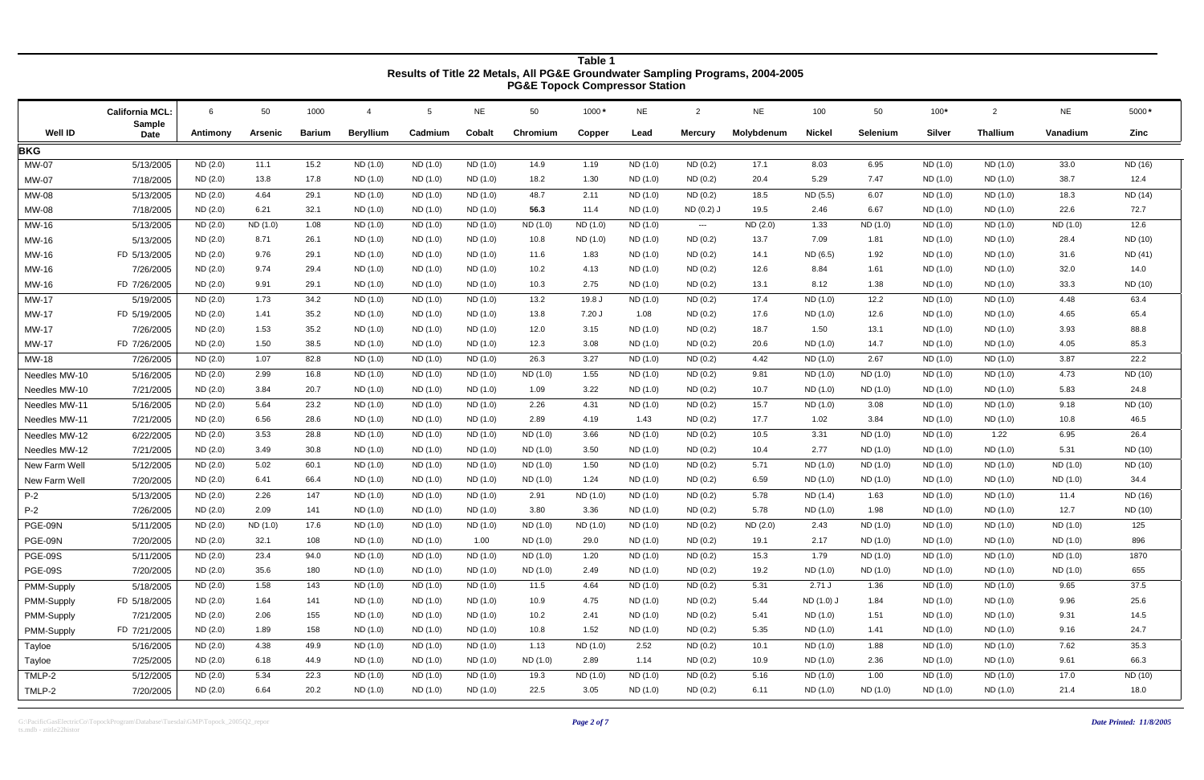**Table 1**
**Results of Title 22 Metals, All PG&E Groundwater Sampling Programs, 2004-2005**
**PG&E Topock Compressor Station**

| Well ID | California MCL: / Sample Date | Antimony | Arsenic | Barium | Beryllium | Cadmium | Cobalt | Chromium | Copper | Lead | Mercury | Molybdenum | Nickel | Selenium | Silver | Thallium | Vanadium | Zinc |
|---|---|---|---|---|---|---|---|---|---|---|---|---|---|---|---|---|---|---|
| | | 6 | 50 | 1000 | 4 | 5 | NE | 50 | 1000* | NE | 2 | NE | 100 | 50 | 100* | 2 | NE | 5000* |
| **BKG** | | | | | | | | | | | | | | | | | | |
| MW-07 | 5/13/2005 | ND (2.0) | 11.1 | 15.2 | ND (1.0) | ND (1.0) | ND (1.0) | 14.9 | 1.19 | ND (1.0) | ND (0.2) | 17.1 | 8.03 | 6.95 | ND (1.0) | ND (1.0) | 33.0 | ND (16) |
| MW-07 | 7/18/2005 | ND (2.0) | 13.8 | 17.8 | ND (1.0) | ND (1.0) | ND (1.0) | 18.2 | 1.30 | ND (1.0) | ND (0.2) | 20.4 | 5.29 | 7.47 | ND (1.0) | ND (1.0) | 38.7 | 12.4 |
| MW-08 | 5/13/2005 | ND (2.0) | 4.64 | 29.1 | ND (1.0) | ND (1.0) | ND (1.0) | 48.7 | 2.11 | ND (1.0) | ND (0.2) | 18.5 | ND (5.5) | 6.07 | ND (1.0) | ND (1.0) | 18.3 | ND (14) |
| MW-08 | 7/18/2005 | ND (2.0) | 6.21 | 32.1 | ND (1.0) | ND (1.0) | ND (1.0) | **56.3** | 11.4 | ND (1.0) | ND (0.2) J | 19.5 | 2.46 | 6.67 | ND (1.0) | ND (1.0) | 22.6 | 72.7 |
| MW-16 | 5/13/2005 | ND (2.0) | ND (1.0) | 1.08 | ND (1.0) | ND (1.0) | ND (1.0) | ND (1.0) | ND (1.0) | ND (1.0) | --- | ND (2.0) | 1.33 | ND (1.0) | ND (1.0) | ND (1.0) | ND (1.0) | 12.6 |
| MW-16 | 5/13/2005 | ND (2.0) | 8.71 | 26.1 | ND (1.0) | ND (1.0) | ND (1.0) | 10.8 | ND (1.0) | ND (1.0) | ND (0.2) | 13.7 | 7.09 | 1.81 | ND (1.0) | ND (1.0) | 28.4 | ND (10) |
| MW-16 | FD 5/13/2005 | ND (2.0) | 9.76 | 29.1 | ND (1.0) | ND (1.0) | ND (1.0) | 11.6 | 1.83 | ND (1.0) | ND (0.2) | 14.1 | ND (6.5) | 1.92 | ND (1.0) | ND (1.0) | 31.6 | ND (41) |
| MW-16 | 7/26/2005 | ND (2.0) | 9.74 | 29.4 | ND (1.0) | ND (1.0) | ND (1.0) | 10.2 | 4.13 | ND (1.0) | ND (0.2) | 12.6 | 8.84 | 1.61 | ND (1.0) | ND (1.0) | 32.0 | 14.0 |
| MW-16 | FD 7/26/2005 | ND (2.0) | 9.91 | 29.1 | ND (1.0) | ND (1.0) | ND (1.0) | 10.3 | 2.75 | ND (1.0) | ND (0.2) | 13.1 | 8.12 | 1.38 | ND (1.0) | ND (1.0) | 33.3 | ND (10) |
| MW-17 | 5/19/2005 | ND (2.0) | 1.73 | 34.2 | ND (1.0) | ND (1.0) | ND (1.0) | 13.2 | 19.8 J | ND (1.0) | ND (0.2) | 17.4 | ND (1.0) | 12.2 | ND (1.0) | ND (1.0) | 4.48 | 63.4 |
| MW-17 | FD 5/19/2005 | ND (2.0) | 1.41 | 35.2 | ND (1.0) | ND (1.0) | ND (1.0) | 13.8 | 7.20 J | 1.08 | ND (0.2) | 17.6 | ND (1.0) | 12.6 | ND (1.0) | ND (1.0) | 4.65 | 65.4 |
| MW-17 | 7/26/2005 | ND (2.0) | 1.53 | 35.2 | ND (1.0) | ND (1.0) | ND (1.0) | 12.0 | 3.15 | ND (1.0) | ND (0.2) | 18.7 | 1.50 | 13.1 | ND (1.0) | ND (1.0) | 3.93 | 88.8 |
| MW-17 | FD 7/26/2005 | ND (2.0) | 1.50 | 38.5 | ND (1.0) | ND (1.0) | ND (1.0) | 12.3 | 3.08 | ND (1.0) | ND (0.2) | 20.6 | ND (1.0) | 14.7 | ND (1.0) | ND (1.0) | 4.05 | 85.3 |
| MW-18 | 7/26/2005 | ND (2.0) | 1.07 | 82.8 | ND (1.0) | ND (1.0) | ND (1.0) | 26.3 | 3.27 | ND (1.0) | ND (0.2) | 4.42 | ND (1.0) | 2.67 | ND (1.0) | ND (1.0) | 3.87 | 22.2 |
| Needles MW-10 | 5/16/2005 | ND (2.0) | 2.99 | 16.8 | ND (1.0) | ND (1.0) | ND (1.0) | ND (1.0) | 1.55 | ND (1.0) | ND (0.2) | 9.81 | ND (1.0) | ND (1.0) | ND (1.0) | ND (1.0) | 4.73 | ND (10) |
| Needles MW-10 | 7/21/2005 | ND (2.0) | 3.84 | 20.7 | ND (1.0) | ND (1.0) | ND (1.0) | 1.09 | 3.22 | ND (1.0) | ND (0.2) | 10.7 | ND (1.0) | ND (1.0) | ND (1.0) | ND (1.0) | 5.83 | 24.8 |
| Needles MW-11 | 5/16/2005 | ND (2.0) | 5.64 | 23.2 | ND (1.0) | ND (1.0) | ND (1.0) | 2.26 | 4.31 | ND (1.0) | ND (0.2) | 15.7 | ND (1.0) | 3.08 | ND (1.0) | ND (1.0) | 9.18 | ND (10) |
| Needles MW-11 | 7/21/2005 | ND (2.0) | 6.56 | 28.6 | ND (1.0) | ND (1.0) | ND (1.0) | 2.89 | 4.19 | 1.43 | ND (0.2) | 17.7 | 1.02 | 3.84 | ND (1.0) | ND (1.0) | 10.8 | 46.5 |
| Needles MW-12 | 6/22/2005 | ND (2.0) | 3.53 | 28.8 | ND (1.0) | ND (1.0) | ND (1.0) | ND (1.0) | 3.66 | ND (1.0) | ND (0.2) | 10.5 | 3.31 | ND (1.0) | ND (1.0) | 1.22 | 6.95 | 26.4 |
| Needles MW-12 | 7/21/2005 | ND (2.0) | 3.49 | 30.8 | ND (1.0) | ND (1.0) | ND (1.0) | ND (1.0) | 3.50 | ND (1.0) | ND (0.2) | 10.4 | 2.77 | ND (1.0) | ND (1.0) | ND (1.0) | 5.31 | ND (10) |
| New Farm Well | 5/12/2005 | ND (2.0) | 5.02 | 60.1 | ND (1.0) | ND (1.0) | ND (1.0) | ND (1.0) | 1.50 | ND (1.0) | ND (0.2) | 5.71 | ND (1.0) | ND (1.0) | ND (1.0) | ND (1.0) | ND (1.0) | ND (10) |
| New Farm Well | 7/20/2005 | ND (2.0) | 6.41 | 66.4 | ND (1.0) | ND (1.0) | ND (1.0) | ND (1.0) | 1.24 | ND (1.0) | ND (0.2) | 6.59 | ND (1.0) | ND (1.0) | ND (1.0) | ND (1.0) | ND (1.0) | 34.4 |
| P-2 | 5/13/2005 | ND (2.0) | 2.26 | 147 | ND (1.0) | ND (1.0) | ND (1.0) | 2.91 | ND (1.0) | ND (1.0) | ND (0.2) | 5.78 | ND (1.4) | 1.63 | ND (1.0) | ND (1.0) | 11.4 | ND (16) |
| P-2 | 7/26/2005 | ND (2.0) | 2.09 | 141 | ND (1.0) | ND (1.0) | ND (1.0) | 3.80 | 3.36 | ND (1.0) | ND (0.2) | 5.78 | ND (1.0) | 1.98 | ND (1.0) | ND (1.0) | 12.7 | ND (10) |
| PGE-09N | 5/11/2005 | ND (2.0) | ND (1.0) | 17.6 | ND (1.0) | ND (1.0) | ND (1.0) | ND (1.0) | ND (1.0) | ND (1.0) | ND (0.2) | ND (2.0) | 2.43 | ND (1.0) | ND (1.0) | ND (1.0) | ND (1.0) | 125 |
| PGE-09N | 7/20/2005 | ND (2.0) | 32.1 | 108 | ND (1.0) | ND (1.0) | 1.00 | ND (1.0) | 29.0 | ND (1.0) | ND (0.2) | 19.1 | 2.17 | ND (1.0) | ND (1.0) | ND (1.0) | ND (1.0) | 896 |
| PGE-09S | 5/11/2005 | ND (2.0) | 23.4 | 94.0 | ND (1.0) | ND (1.0) | ND (1.0) | ND (1.0) | 1.20 | ND (1.0) | ND (0.2) | 15.3 | 1.79 | ND (1.0) | ND (1.0) | ND (1.0) | ND (1.0) | 1870 |
| PGE-09S | 7/20/2005 | ND (2.0) | 35.6 | 180 | ND (1.0) | ND (1.0) | ND (1.0) | ND (1.0) | 2.49 | ND (1.0) | ND (0.2) | 19.2 | ND (1.0) | ND (1.0) | ND (1.0) | ND (1.0) | ND (1.0) | 655 |
| PMM-Supply | 5/18/2005 | ND (2.0) | 1.58 | 143 | ND (1.0) | ND (1.0) | ND (1.0) | 11.5 | 4.64 | ND (1.0) | ND (0.2) | 5.31 | 2.71 J | 1.36 | ND (1.0) | ND (1.0) | 9.65 | 37.5 |
| PMM-Supply | FD 5/18/2005 | ND (2.0) | 1.64 | 141 | ND (1.0) | ND (1.0) | ND (1.0) | 10.9 | 4.75 | ND (1.0) | ND (0.2) | 5.44 | ND (1.0) J | 1.84 | ND (1.0) | ND (1.0) | 9.96 | 25.6 |
| PMM-Supply | 7/21/2005 | ND (2.0) | 2.06 | 155 | ND (1.0) | ND (1.0) | ND (1.0) | 10.2 | 2.41 | ND (1.0) | ND (0.2) | 5.41 | ND (1.0) | 1.51 | ND (1.0) | ND (1.0) | 9.31 | 14.5 |
| PMM-Supply | FD 7/21/2005 | ND (2.0) | 1.89 | 158 | ND (1.0) | ND (1.0) | ND (1.0) | 10.8 | 1.52 | ND (1.0) | ND (0.2) | 5.35 | ND (1.0) | 1.41 | ND (1.0) | ND (1.0) | 9.16 | 24.7 |
| Tayloe | 5/16/2005 | ND (2.0) | 4.38 | 49.9 | ND (1.0) | ND (1.0) | ND (1.0) | 1.13 | ND (1.0) | 2.52 | ND (0.2) | 10.1 | ND (1.0) | 1.88 | ND (1.0) | ND (1.0) | 7.62 | 35.3 |
| Tayloe | 7/25/2005 | ND (2.0) | 6.18 | 44.9 | ND (1.0) | ND (1.0) | ND (1.0) | ND (1.0) | 2.89 | 1.14 | ND (0.2) | 10.9 | ND (1.0) | 2.36 | ND (1.0) | ND (1.0) | 9.61 | 66.3 |
| TMLP-2 | 5/12/2005 | ND (2.0) | 5.34 | 22.3 | ND (1.0) | ND (1.0) | ND (1.0) | 19.3 | ND (1.0) | ND (1.0) | ND (0.2) | 5.16 | ND (1.0) | 1.00 | ND (1.0) | ND (1.0) | 17.0 | ND (10) |
| TMLP-2 | 7/20/2005 | ND (2.0) | 6.64 | 20.2 | ND (1.0) | ND (1.0) | ND (1.0) | 22.5 | 3.05 | ND (1.0) | ND (0.2) | 6.11 | ND (1.0) | ND (1.0) | ND (1.0) | ND (1.0) | 21.4 | 18.0 |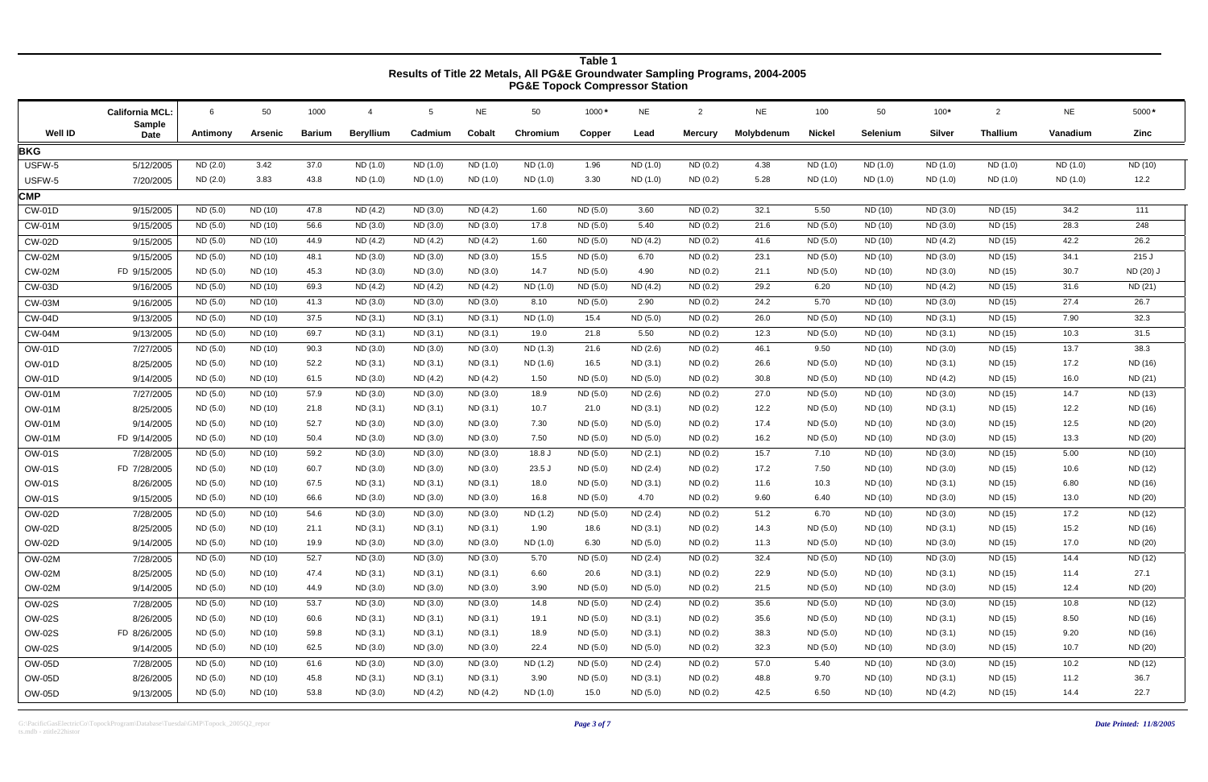**Table 1**
**Results of Title 22 Metals, All PG&E Groundwater Sampling Programs, 2004-2005**
**PG&E Topock Compressor Station**

| Well ID | California MCL: Sample Date | Antimony | Arsenic | Barium | Beryllium | Cadmium | Cobalt | Chromium | Copper | Lead | Mercury | Molybdenum | Nickel | Selenium | Silver | Thallium | Vanadium | Zinc |
|---|---|---|---|---|---|---|---|---|---|---|---|---|---|---|---|---|---|---|
| | | 6 | 50 | 1000 | 4 | 5 | NE | 50 | 1000* | NE | 2 | NE | 100 | 50 | 100* | 2 | NE | 5000* |
| **BKG** | | | | | | | | | | | | | | | | | | |
| USFW-5 | 5/12/2005 | ND (2.0) | 3.42 | 37.0 | ND (1.0) | ND (1.0) | ND (1.0) | ND (1.0) | 1.96 | ND (1.0) | ND (0.2) | 4.38 | ND (1.0) | ND (1.0) | ND (1.0) | ND (1.0) | ND (1.0) | ND (10) |
| USFW-5 | 7/20/2005 | ND (2.0) | 3.83 | 43.8 | ND (1.0) | ND (1.0) | ND (1.0) | ND (1.0) | 3.30 | ND (1.0) | ND (0.2) | 5.28 | ND (1.0) | ND (1.0) | ND (1.0) | ND (1.0) | ND (1.0) | 12.2 |
| **CMP** | | | | | | | | | | | | | | | | | | |
| CW-01D | 9/15/2005 | ND (5.0) | ND (10) | 47.8 | ND (4.2) | ND (3.0) | ND (4.2) | 1.60 | ND (5.0) | 3.60 | ND (0.2) | 32.1 | 5.50 | ND (10) | ND (3.0) | ND (15) | 34.2 | 111 |
| CW-01M | 9/15/2005 | ND (5.0) | ND (10) | 56.6 | ND (3.0) | ND (3.0) | ND (3.0) | 17.8 | ND (5.0) | 5.40 | ND (0.2) | 21.6 | ND (5.0) | ND (10) | ND (3.0) | ND (15) | 28.3 | 248 |
| CW-02D | 9/15/2005 | ND (5.0) | ND (10) | 44.9 | ND (4.2) | ND (4.2) | ND (4.2) | 1.60 | ND (5.0) | ND (4.2) | ND (0.2) | 41.6 | ND (5.0) | ND (10) | ND (4.2) | ND (15) | 42.2 | 26.2 |
| CW-02M | 9/15/2005 | ND (5.0) | ND (10) | 48.1 | ND (3.0) | ND (3.0) | ND (3.0) | 15.5 | ND (5.0) | 6.70 | ND (0.2) | 23.1 | ND (5.0) | ND (10) | ND (3.0) | ND (15) | 34.1 | 215 J |
| CW-02M | FD 9/15/2005 | ND (5.0) | ND (10) | 45.3 | ND (3.0) | ND (3.0) | ND (3.0) | 14.7 | ND (5.0) | 4.90 | ND (0.2) | 21.1 | ND (5.0) | ND (10) | ND (3.0) | ND (15) | 30.7 | ND (20) J |
| CW-03D | 9/16/2005 | ND (5.0) | ND (10) | 69.3 | ND (4.2) | ND (4.2) | ND (4.2) | ND (1.0) | ND (5.0) | ND (4.2) | ND (0.2) | 29.2 | 6.20 | ND (10) | ND (4.2) | ND (15) | 31.6 | ND (21) |
| CW-03M | 9/16/2005 | ND (5.0) | ND (10) | 41.3 | ND (3.0) | ND (3.0) | ND (3.0) | 8.10 | ND (5.0) | 2.90 | ND (0.2) | 24.2 | 5.70 | ND (10) | ND (3.0) | ND (15) | 27.4 | 26.7 |
| CW-04D | 9/13/2005 | ND (5.0) | ND (10) | 37.5 | ND (3.1) | ND (3.1) | ND (3.1) | ND (1.0) | 15.4 | ND (5.0) | ND (0.2) | 26.0 | ND (5.0) | ND (10) | ND (3.1) | ND (15) | 7.90 | 32.3 |
| CW-04M | 9/13/2005 | ND (5.0) | ND (10) | 69.7 | ND (3.1) | ND (3.1) | ND (3.1) | 19.0 | 21.8 | 5.50 | ND (0.2) | 12.3 | ND (5.0) | ND (10) | ND (3.1) | ND (15) | 10.3 | 31.5 |
| OW-01D | 7/27/2005 | ND (5.0) | ND (10) | 90.3 | ND (3.0) | ND (3.0) | ND (3.0) | ND (1.3) | 21.6 | ND (2.6) | ND (0.2) | 46.1 | 9.50 | ND (10) | ND (3.0) | ND (15) | 13.7 | 38.3 |
| OW-01D | 8/25/2005 | ND (5.0) | ND (10) | 52.2 | ND (3.1) | ND (3.1) | ND (3.1) | ND (1.6) | 16.5 | ND (3.1) | ND (0.2) | 26.6 | ND (5.0) | ND (10) | ND (3.1) | ND (15) | 17.2 | ND (16) |
| OW-01D | 9/14/2005 | ND (5.0) | ND (10) | 61.5 | ND (3.0) | ND (4.2) | ND (4.2) | 1.50 | ND (5.0) | ND (5.0) | ND (0.2) | 30.8 | ND (5.0) | ND (10) | ND (4.2) | ND (15) | 16.0 | ND (21) |
| OW-01M | 7/27/2005 | ND (5.0) | ND (10) | 57.9 | ND (3.0) | ND (3.0) | ND (3.0) | 18.9 | ND (5.0) | ND (2.6) | ND (0.2) | 27.0 | ND (5.0) | ND (10) | ND (3.0) | ND (15) | 14.7 | ND (13) |
| OW-01M | 8/25/2005 | ND (5.0) | ND (10) | 21.8 | ND (3.1) | ND (3.1) | ND (3.1) | 10.7 | 21.0 | ND (3.1) | ND (0.2) | 12.2 | ND (5.0) | ND (10) | ND (3.1) | ND (15) | 12.2 | ND (16) |
| OW-01M | 9/14/2005 | ND (5.0) | ND (10) | 52.7 | ND (3.0) | ND (3.0) | ND (3.0) | 7.30 | ND (5.0) | ND (5.0) | ND (0.2) | 17.4 | ND (5.0) | ND (10) | ND (3.0) | ND (15) | 12.5 | ND (20) |
| OW-01M | FD 9/14/2005 | ND (5.0) | ND (10) | 50.4 | ND (3.0) | ND (3.0) | ND (3.0) | 7.50 | ND (5.0) | ND (5.0) | ND (0.2) | 16.2 | ND (5.0) | ND (10) | ND (3.0) | ND (15) | 13.3 | ND (20) |
| OW-01S | 7/28/2005 | ND (5.0) | ND (10) | 59.2 | ND (3.0) | ND (3.0) | ND (3.0) | 18.8 J | ND (5.0) | ND (2.1) | ND (0.2) | 15.7 | 7.10 | ND (10) | ND (3.0) | ND (15) | 5.00 | ND (10) |
| OW-01S | FD 7/28/2005 | ND (5.0) | ND (10) | 60.7 | ND (3.0) | ND (3.0) | ND (3.0) | 23.5 J | ND (5.0) | ND (2.4) | ND (0.2) | 17.2 | 7.50 | ND (10) | ND (3.0) | ND (15) | 10.6 | ND (12) |
| OW-01S | 8/26/2005 | ND (5.0) | ND (10) | 67.5 | ND (3.1) | ND (3.1) | ND (3.1) | 18.0 | ND (5.0) | ND (3.1) | ND (0.2) | 11.6 | 10.3 | ND (10) | ND (3.1) | ND (15) | 6.80 | ND (16) |
| OW-01S | 9/15/2005 | ND (5.0) | ND (10) | 66.6 | ND (3.0) | ND (3.0) | ND (3.0) | 16.8 | ND (5.0) | 4.70 | ND (0.2) | 9.60 | 6.40 | ND (10) | ND (3.0) | ND (15) | 13.0 | ND (20) |
| OW-02D | 7/28/2005 | ND (5.0) | ND (10) | 54.6 | ND (3.0) | ND (3.0) | ND (3.0) | ND (1.2) | ND (5.0) | ND (2.4) | ND (0.2) | 51.2 | 6.70 | ND (10) | ND (3.0) | ND (15) | 17.2 | ND (12) |
| OW-02D | 8/25/2005 | ND (5.0) | ND (10) | 21.1 | ND (3.1) | ND (3.1) | ND (3.1) | 1.90 | 18.6 | ND (3.1) | ND (0.2) | 14.3 | ND (5.0) | ND (10) | ND (3.1) | ND (15) | 15.2 | ND (16) |
| OW-02D | 9/14/2005 | ND (5.0) | ND (10) | 19.9 | ND (3.0) | ND (3.0) | ND (3.0) | ND (1.0) | 6.30 | ND (5.0) | ND (0.2) | 11.3 | ND (5.0) | ND (10) | ND (3.0) | ND (15) | 17.0 | ND (20) |
| OW-02M | 7/28/2005 | ND (5.0) | ND (10) | 52.7 | ND (3.0) | ND (3.0) | ND (3.0) | 5.70 | ND (5.0) | ND (2.4) | ND (0.2) | 32.4 | ND (5.0) | ND (10) | ND (3.0) | ND (15) | 14.4 | ND (12) |
| OW-02M | 8/25/2005 | ND (5.0) | ND (10) | 47.4 | ND (3.1) | ND (3.1) | ND (3.1) | 6.60 | 20.6 | ND (3.1) | ND (0.2) | 22.9 | ND (5.0) | ND (10) | ND (3.1) | ND (15) | 11.4 | 27.1 |
| OW-02M | 9/14/2005 | ND (5.0) | ND (10) | 44.9 | ND (3.0) | ND (3.0) | ND (3.0) | 3.90 | ND (5.0) | ND (5.0) | ND (0.2) | 21.5 | ND (5.0) | ND (10) | ND (3.0) | ND (15) | 12.4 | ND (20) |
| OW-02S | 7/28/2005 | ND (5.0) | ND (10) | 53.7 | ND (3.0) | ND (3.0) | ND (3.0) | 14.8 | ND (5.0) | ND (2.4) | ND (0.2) | 35.6 | ND (5.0) | ND (10) | ND (3.0) | ND (15) | 10.8 | ND (12) |
| OW-02S | 8/26/2005 | ND (5.0) | ND (10) | 60.6 | ND (3.1) | ND (3.1) | ND (3.1) | 19.1 | ND (5.0) | ND (3.1) | ND (0.2) | 35.6 | ND (5.0) | ND (10) | ND (3.1) | ND (15) | 8.50 | ND (16) |
| OW-02S | FD 8/26/2005 | ND (5.0) | ND (10) | 59.8 | ND (3.1) | ND (3.1) | ND (3.1) | 18.9 | ND (5.0) | ND (3.1) | ND (0.2) | 38.3 | ND (5.0) | ND (10) | ND (3.1) | ND (15) | 9.20 | ND (16) |
| OW-02S | 9/14/2005 | ND (5.0) | ND (10) | 62.5 | ND (3.0) | ND (3.0) | ND (3.0) | 22.4 | ND (5.0) | ND (5.0) | ND (0.2) | 32.3 | ND (5.0) | ND (10) | ND (3.0) | ND (15) | 10.7 | ND (20) |
| OW-05D | 7/28/2005 | ND (5.0) | ND (10) | 61.6 | ND (3.0) | ND (3.0) | ND (3.0) | ND (1.2) | ND (5.0) | ND (2.4) | ND (0.2) | 57.0 | 5.40 | ND (10) | ND (3.0) | ND (15) | 10.2 | ND (12) |
| OW-05D | 8/26/2005 | ND (5.0) | ND (10) | 45.8 | ND (3.1) | ND (3.1) | ND (3.1) | 3.90 | ND (5.0) | ND (3.1) | ND (0.2) | 48.8 | 9.70 | ND (10) | ND (3.1) | ND (15) | 11.2 | 36.7 |
| OW-05D | 9/13/2005 | ND (5.0) | ND (10) | 53.8 | ND (3.0) | ND (4.2) | ND (4.2) | ND (1.0) | 15.0 | ND (5.0) | ND (0.2) | 42.5 | 6.50 | ND (10) | ND (4.2) | ND (15) | 14.4 | 22.7 |

G:\PacificGasElectricCo\TopockProgram\Database\Tuesdai\GMP\Topock_2005Q2_reports.mdb - ztitle22histor

*Date Printed: 11/8/2005*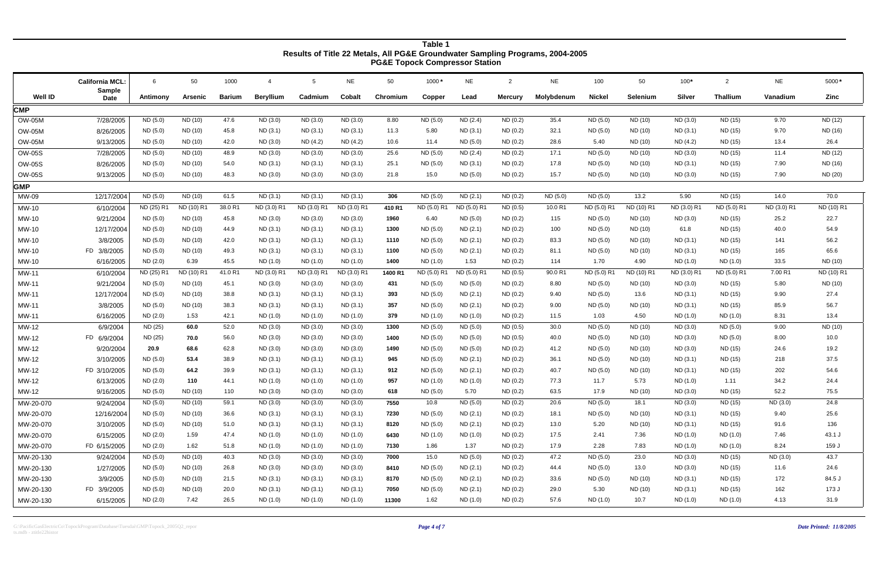**Table 1**
**Results of Title 22 Metals, All PG&E Groundwater Sampling Programs, 2004-2005**
**PG&E Topock Compressor Station**

| Well ID | Sample Date | Antimony | Arsenic | Barium | Beryllium | Cadmium | Cobalt | Chromium | Copper | Lead | Mercury | Molybdenum | Nickel | Selenium | Silver | Thallium | Vanadium | Zinc |
|---|---|---|---|---|---|---|---|---|---|---|---|---|---|---|---|---|---|---|
| **California MCL:** | | 6 | 50 | 1000 | 4 | 5 | NE | 50 | 1000 * | NE | 2 | NE | 100 | 50 | 100* | 2 | NE | 5000* |
| **CMP** | | | | | | | | | | | | | | | | | | |
| OW-05M | 7/28/2005 | ND (5.0) | ND (10) | 47.6 | ND (3.0) | ND (3.0) | ND (3.0) | 8.80 | ND (5.0) | ND (2.4) | ND (0.2) | 35.4 | ND (5.0) | ND (10) | ND (3.0) | ND (15) | 9.70 | ND (12) |
| OW-05M | 8/26/2005 | ND (5.0) | ND (10) | 45.8 | ND (3.1) | ND (3.1) | ND (3.1) | 11.3 | 5.80 | ND (3.1) | ND (0.2) | 32.1 | ND (5.0) | ND (10) | ND (3.1) | ND (15) | 9.70 | ND (16) |
| OW-05M | 9/13/2005 | ND (5.0) | ND (10) | 42.0 | ND (3.0) | ND (4.2) | ND (4.2) | 10.6 | 11.4 | ND (5.0) | ND (0.2) | 28.6 | 5.40 | ND (10) | ND (4.2) | ND (15) | 13.4 | 26.4 |
| OW-05S | 7/28/2005 | ND (5.0) | ND (10) | 48.9 | ND (3.0) | ND (3.0) | ND (3.0) | 25.6 | ND (5.0) | ND (2.4) | ND (0.2) | 17.1 | ND (5.0) | ND (10) | ND (3.0) | ND (15) | 11.4 | ND (12) |
| OW-05S | 8/26/2005 | ND (5.0) | ND (10) | 54.0 | ND (3.1) | ND (3.1) | ND (3.1) | 25.1 | ND (5.0) | ND (3.1) | ND (0.2) | 17.8 | ND (5.0) | ND (10) | ND (3.1) | ND (15) | 7.90 | ND (16) |
| OW-05S | 9/13/2005 | ND (5.0) | ND (10) | 48.3 | ND (3.0) | ND (3.0) | ND (3.0) | 21.8 | 15.0 | ND (5.0) | ND (0.2) | 15.7 | ND (5.0) | ND (10) | ND (3.0) | ND (15) | 7.90 | ND (20) |
| **GMP** | | | | | | | | | | | | | | | | | | |
| MW-09 | 12/17/2004 | ND (5.0) | ND (10) | 61.5 | ND (3.1) | ND (3.1) | ND (3.1) | **306** | ND (5.0) | ND (2.1) | ND (0.2) | ND (5.0) | ND (5.0) | 13.2 | 5.90 | ND (15) | 14.0 | 70.0 |
| MW-10 | 6/10/2004 | ND (25) R1 | ND (10) R1 | 38.0 R1 | ND (3.0) R1 | ND (3.0) R1 | ND (3.0) R1 | **410 R1** | ND (5.0) R1 | ND (5.0) R1 | ND (0.5) | 10.0 R1 | ND (5.0) R1 | ND (10) R1 | ND (3.0) R1 | ND (5.0) R1 | ND (3.0) R1 | ND (10) R1 |
| MW-10 | 9/21/2004 | ND (5.0) | ND (10) | 45.8 | ND (3.0) | ND (3.0) | ND (3.0) | **1960** | 6.40 | ND (5.0) | ND (0.2) | 115 | ND (5.0) | ND (10) | ND (3.0) | ND (15) | 25.2 | 22.7 |
| MW-10 | 12/17/2004 | ND (5.0) | ND (10) | 44.9 | ND (3.1) | ND (3.1) | ND (3.1) | **1300** | ND (5.0) | ND (2.1) | ND (0.2) | 100 | ND (5.0) | ND (10) | 61.8 | ND (15) | 40.0 | 54.9 |
| MW-10 | 3/8/2005 | ND (5.0) | ND (10) | 42.0 | ND (3.1) | ND (3.1) | ND (3.1) | **1110** | ND (5.0) | ND (2.1) | ND (0.2) | 83.3 | ND (5.0) | ND (10) | ND (3.1) | ND (15) | 141 | 56.2 |
| MW-10 | FD 3/8/2005 | ND (5.0) | ND (10) | 49.3 | ND (3.1) | ND (3.1) | ND (3.1) | **1100** | ND (5.0) | ND (2.1) | ND (0.2) | 81.1 | ND (5.0) | ND (10) | ND (3.1) | ND (15) | 165 | 65.6 |
| MW-10 | 6/16/2005 | ND (2.0) | 6.39 | 45.5 | ND (1.0) | ND (1.0) | ND (1.0) | **1400** | ND (1.0) | 1.53 | ND (0.2) | 114 | 1.70 | 4.90 | ND (1.0) | ND (1.0) | 33.5 | ND (10) |
| MW-11 | 6/10/2004 | ND (25) R1 | ND (10) R1 | 41.0 R1 | ND (3.0) R1 | ND (3.0) R1 | ND (3.0) R1 | **1400 R1** | ND (5.0) R1 | ND (5.0) R1 | ND (0.5) | 90.0 R1 | ND (5.0) R1 | ND (10) R1 | ND (3.0) R1 | ND (5.0) R1 | 7.00 R1 | ND (10) R1 |
| MW-11 | 9/21/2004 | ND (5.0) | ND (10) | 45.1 | ND (3.0) | ND (3.0) | ND (3.0) | **431** | ND (5.0) | ND (5.0) | ND (0.2) | 8.80 | ND (5.0) | ND (10) | ND (3.0) | ND (15) | 5.80 | ND (10) |
| MW-11 | 12/17/2004 | ND (5.0) | ND (10) | 38.8 | ND (3.1) | ND (3.1) | ND (3.1) | **393** | ND (5.0) | ND (2.1) | ND (0.2) | 9.40 | ND (5.0) | 13.6 | ND (3.1) | ND (15) | 9.90 | 27.4 |
| MW-11 | 3/8/2005 | ND (5.0) | ND (10) | 38.3 | ND (3.1) | ND (3.1) | ND (3.1) | **357** | ND (5.0) | ND (2.1) | ND (0.2) | 9.00 | ND (5.0) | ND (10) | ND (3.1) | ND (15) | 85.9 | 56.7 |
| MW-11 | 6/16/2005 | ND (2.0) | 1.53 | 42.1 | ND (1.0) | ND (1.0) | ND (1.0) | **379** | ND (1.0) | ND (1.0) | ND (0.2) | 11.5 | 1.03 | 4.50 | ND (1.0) | ND (1.0) | 8.31 | 13.4 |
| MW-12 | 6/9/2004 | ND (25) | **60.0** | 52.0 | ND (3.0) | ND (3.0) | ND (3.0) | **1300** | ND (5.0) | ND (5.0) | ND (0.5) | 30.0 | ND (5.0) | ND (10) | ND (3.0) | ND (5.0) | 9.00 | ND (10) |
| MW-12 | FD 6/9/2004 | ND (25) | **70.0** | 56.0 | ND (3.0) | ND (3.0) | ND (3.0) | **1400** | ND (5.0) | ND (5.0) | ND (0.5) | 40.0 | ND (5.0) | ND (10) | ND (3.0) | ND (5.0) | 8.00 | 10.0 |
| MW-12 | 9/20/2004 | **20.9** | **68.6** | 62.8 | ND (3.0) | ND (3.0) | ND (3.0) | **1490** | ND (5.0) | ND (5.0) | ND (0.2) | 41.2 | ND (5.0) | ND (10) | ND (3.0) | ND (15) | 24.6 | 19.2 |
| MW-12 | 3/10/2005 | ND (5.0) | **53.4** | 38.9 | ND (3.1) | ND (3.1) | ND (3.1) | **945** | ND (5.0) | ND (2.1) | ND (0.2) | 36.1 | ND (5.0) | ND (10) | ND (3.1) | ND (15) | 218 | 37.5 |
| MW-12 | FD 3/10/2005 | ND (5.0) | **64.2** | 39.9 | ND (3.1) | ND (3.1) | ND (3.1) | **912** | ND (5.0) | ND (2.1) | ND (0.2) | 40.7 | ND (5.0) | ND (10) | ND (3.1) | ND (15) | 202 | 54.6 |
| MW-12 | 6/13/2005 | ND (2.0) | **110** | 44.1 | ND (1.0) | ND (1.0) | ND (1.0) | **957** | ND (1.0) | ND (1.0) | ND (0.2) | 77.3 | 11.7 | 5.73 | ND (1.0) | 1.11 | 34.2 | 24.4 |
| MW-12 | 9/16/2005 | ND (5.0) | ND (10) | 110 | ND (3.0) | ND (3.0) | ND (3.0) | **618** | ND (5.0) | 5.70 | ND (0.2) | 63.5 | 17.9 | ND (10) | ND (3.0) | ND (15) | 52.2 | 75.5 |
| MW-20-070 | 9/24/2004 | ND (5.0) | ND (10) | 59.1 | ND (3.0) | ND (3.0) | ND (3.0) | **7550** | 10.8 | ND (5.0) | ND (0.2) | 20.6 | ND (5.0) | 18.1 | ND (3.0) | ND (15) | ND (3.0) | 24.8 |
| MW-20-070 | 12/16/2004 | ND (5.0) | ND (10) | 36.6 | ND (3.1) | ND (3.1) | ND (3.1) | **7230** | ND (5.0) | ND (2.1) | ND (0.2) | 18.1 | ND (5.0) | ND (10) | ND (3.1) | ND (15) | 9.40 | 25.6 |
| MW-20-070 | 3/10/2005 | ND (5.0) | ND (10) | 51.0 | ND (3.1) | ND (3.1) | ND (3.1) | **8120** | ND (5.0) | ND (2.1) | ND (0.2) | 13.0 | 5.20 | ND (10) | ND (3.1) | ND (15) | 91.6 | 136 |
| MW-20-070 | 6/15/2005 | ND (2.0) | 1.59 | 47.4 | ND (1.0) | ND (1.0) | ND (1.0) | **6430** | ND (1.0) | ND (1.0) | ND (0.2) | 17.5 | 2.41 | 7.36 | ND (1.0) | ND (1.0) | 7.46 | 43.1 J |
| MW-20-070 | FD 6/15/2005 | ND (2.0) | 1.62 | 51.8 | ND (1.0) | ND (1.0) | ND (1.0) | **7130** | 1.86 | 1.37 | ND (0.2) | 17.9 | 2.28 | 7.83 | ND (1.0) | ND (1.0) | 8.24 | 159 J |
| MW-20-130 | 9/24/2004 | ND (5.0) | ND (10) | 40.3 | ND (3.0) | ND (3.0) | ND (3.0) | **7000** | 15.0 | ND (5.0) | ND (0.2) | 47.2 | ND (5.0) | 23.0 | ND (3.0) | ND (15) | ND (3.0) | 43.7 |
| MW-20-130 | 1/27/2005 | ND (5.0) | ND (10) | 26.8 | ND (3.0) | ND (3.0) | ND (3.0) | **8410** | ND (5.0) | ND (2.1) | ND (0.2) | 44.4 | ND (5.0) | 13.0 | ND (3.0) | ND (15) | 11.6 | 24.6 |
| MW-20-130 | 3/9/2005 | ND (5.0) | ND (10) | 21.5 | ND (3.1) | ND (3.1) | ND (3.1) | **8170** | ND (5.0) | ND (2.1) | ND (0.2) | 33.6 | ND (5.0) | ND (10) | ND (3.1) | ND (15) | 172 | 84.5 J |
| MW-20-130 | FD 3/9/2005 | ND (5.0) | ND (10) | 20.0 | ND (3.1) | ND (3.1) | ND (3.1) | **7050** | ND (5.0) | ND (2.1) | ND (0.2) | 29.0 | 5.30 | ND (10) | ND (3.1) | ND (15) | 162 | 173 J |
| MW-20-130 | 6/15/2005 | ND (2.0) | 7.42 | 26.5 | ND (1.0) | ND (1.0) | ND (1.0) | **11300** | 1.62 | ND (1.0) | ND (0.2) | 57.6 | ND (1.0) | 10.7 | ND (1.0) | ND (1.0) | 4.13 | 31.9 |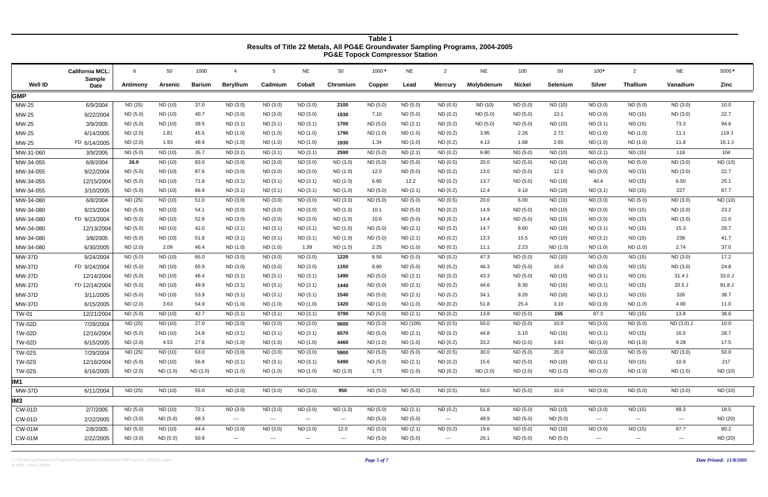**Table 1**
**Results of Title 22 Metals, All PG&E Groundwater Sampling Programs, 2004-2005**
**PG&E Topock Compressor Station**

| | California MCL: | 6 | 50 | 1000 | 4 | 5 | NE | 50 | 1000* | NE | 2 | NE | 100 | 50 | 100* | 2 | NE | 5000* |
|---|---|---|---|---|---|---|---|---|---|---|---|---|---|---|---|---|---|---|
| **Well ID** | **Sample Date** | **Antimony** | **Arsenic** | **Barium** | **Beryllium** | **Cadmium** | **Cobalt** | **Chromium** | **Copper** | **Lead** | **Mercury** | **Molybdenum** | **Nickel** | **Selenium** | **Silver** | **Thallium** | **Vanadium** | **Zinc** |
| **GMP** | | | | | | | | | | | | | | | | | | |
| MW-25 | 6/9/2004 | ND (25) | ND (10) | 37.0 | ND (3.0) | ND (3.0) | ND (3.0) | **2100** | ND (5.0) | ND (5.0) | ND (0.5) | ND (10) | ND (5.0) | ND (10) | ND (3.0) | ND (5.0) | ND (3.0) | 10.0 |
| MW-25 | 9/22/2004 | ND (5.0) | ND (10) | 40.7 | ND (3.0) | ND (3.0) | ND (3.0) | **1930** | 7.10 | ND (5.0) | ND (0.2) | ND (5.0) | ND (5.0) | 13.1 | ND (3.0) | ND (15) | ND (3.0) | 22.7 |
| MW-25 | 3/9/2005 | ND (5.0) | ND (10) | 39.5 | ND (3.1) | ND (3.1) | ND (3.1) | **1700** | ND (5.0) | ND (2.1) | ND (0.2) | ND (5.0) | ND (5.0) | ND (10) | ND (3.1) | ND (15) | 73.3 | 94.6 |
| MW-25 | 6/14/2005 | ND (2.0) | 1.81 | 45.5 | ND (1.0) | ND (1.0) | ND (1.0) | **1790** | ND (1.0) | ND (1.0) | ND (0.2) | 3.85 | 2.26 | 2.72 | ND (1.0) | ND (1.0) | 11.1 | 119 J |
| MW-25 | FD 6/14/2005 | ND (2.0) | 1.93 | 48.9 | ND (1.0) | ND (1.0) | ND (1.0) | **1930** | 1.34 | ND (1.0) | ND (0.2) | 4.13 | 1.68 | 2.65 | ND (1.0) | ND (1.0) | 11.8 | 16.1 J |
| MW-31-060 | 3/9/2005 | ND (5.0) | ND (10) | 35.7 | ND (3.1) | ND (3.1) | ND (3.1) | **2590** | ND (5.0) | ND (2.1) | ND (0.2) | 9.80 | ND (5.0) | ND (10) | ND (3.1) | ND (15) | 118 | 104 |
| MW-34-055 | 6/8/2004 | **26.0** | ND (10) | 83.0 | ND (3.0) | ND (3.0) | ND (3.0) | ND (3.0) | ND (5.0) | ND (5.0) | ND (0.5) | 20.0 | ND (5.0) | ND (10) | ND (3.0) | ND (5.0) | ND (3.0) | ND (10) |
| MW-34-055 | 9/22/2004 | ND (5.0) | ND (10) | 87.6 | ND (3.0) | ND (3.0) | ND (3.0) | ND (1.0) | 12.0 | ND (5.0) | ND (0.2) | 13.0 | ND (5.0) | 12.5 | ND (3.0) | ND (15) | ND (3.0) | 22.7 |
| MW-34-055 | 12/15/2004 | ND (5.0) | ND (10) | 71.8 | ND (3.1) | ND (3.1) | ND (3.1) | ND (1.0) | 6.60 | 12.2 | ND (0.2) | 13.7 | ND (5.0) | ND (10) | 40.4 | ND (15) | 6.50 | 25.1 |
| MW-34-055 | 3/10/2005 | ND (5.0) | ND (10) | 66.9 | ND (3.1) | ND (3.1) | ND (3.1) | ND (1.0) | ND (5.0) | ND (2.1) | ND (0.2) | 12.4 | 9.10 | ND (10) | ND (3.1) | ND (15) | 227 | 87.7 |
| MW-34-080 | 6/8/2004 | ND (25) | ND (10) | 51.0 | ND (3.0) | ND (3.0) | ND (3.0) | ND (3.0) | ND (5.0) | ND (5.0) | ND (0.5) | 20.0 | 6.00 | ND (10) | ND (3.0) | ND (5.0) | ND (3.0) | ND (10) |
| MW-34-080 | 9/23/2004 | ND (5.0) | ND (10) | 54.1 | ND (3.0) | ND (3.0) | ND (3.0) | ND (1.0) | 10.1 | ND (5.0) | ND (0.2) | 14.9 | ND (5.0) | ND (10) | ND (3.0) | ND (15) | ND (3.0) | 23.2 |
| MW-34-080 | FD 9/23/2004 | ND (5.0) | ND (10) | 52.8 | ND (3.0) | ND (3.0) | ND (3.0) | ND (1.0) | 10.6 | ND (5.0) | ND (0.2) | 14.4 | ND (5.0) | ND (10) | ND (3.0) | ND (15) | ND (3.0) | 22.0 |
| MW-34-080 | 12/13/2004 | ND (5.0) | ND (10) | 42.0 | ND (3.1) | ND (3.1) | ND (3.1) | ND (1.0) | ND (5.0) | ND (2.1) | ND (0.2) | 14.7 | 8.60 | ND (10) | ND (3.1) | ND (15) | 15.3 | 29.7 |
| MW-34-080 | 3/8/2005 | ND (5.0) | ND (10) | 51.8 | ND (3.1) | ND (3.1) | ND (3.1) | ND (1.0) | ND (5.0) | ND (2.1) | ND (0.2) | 13.3 | 15.5 | ND (10) | ND (3.1) | ND (15) | 238 | 41.7 |
| MW-34-080 | 6/30/2005 | ND (2.0) | 2.09 | 46.4 | ND (1.0) | ND (1.0) | 1.39 | ND (1.0) | 2.25 | ND (1.0) | ND (0.2) | 11.1 | 2.23 | ND (1.0) | ND (1.0) | ND (1.0) | 2.74 | 37.0 |
| MW-37D | 9/24/2004 | ND (5.0) | ND (10) | 65.0 | ND (3.0) | ND (3.0) | ND (3.0) | **1220** | 8.50 | ND (5.0) | ND (0.2) | 47.3 | ND (5.0) | ND (10) | ND (3.0) | ND (15) | ND (3.0) | 17.2 |
| MW-37D | FD 9/24/2004 | ND (5.0) | ND (10) | 65.9 | ND (3.0) | ND (3.0) | ND (3.0) | **1160** | 9.60 | ND (5.0) | ND (0.2) | 46.3 | ND (5.0) | 10.0 | ND (3.0) | ND (15) | ND (3.0) | 24.8 |
| MW-37D | 12/14/2004 | ND (5.0) | ND (10) | 46.4 | ND (3.1) | ND (3.1) | ND (3.1) | **1490** | ND (5.0) | ND (2.1) | ND (0.2) | 43.3 | ND (5.0) | ND (10) | ND (3.1) | ND (15) | 31.4 J | 33.0 J |
| MW-37D | FD 12/14/2004 | ND (5.0) | ND (10) | 49.9 | ND (3.1) | ND (3.1) | ND (3.1) | **1440** | ND (5.0) | ND (2.1) | ND (0.2) | 44.6 | 8.30 | ND (10) | ND (3.1) | ND (15) | 20.5 J | 91.8 J |
| MW-37D | 3/11/2005 | ND (5.0) | ND (10) | 53.9 | ND (3.1) | ND (3.1) | ND (3.1) | **1540** | ND (5.0) | ND (2.1) | ND (0.2) | 34.1 | 9.20 | ND (10) | ND (3.1) | ND (15) | 326 | 38.7 |
| MW-37D | 6/15/2005 | ND (2.0) | 3.63 | 54.9 | ND (1.0) | ND (1.0) | ND (1.0) | **1420** | ND (1.0) | ND (1.0) | ND (0.2) | 51.8 | 25.4 | 3.10 | ND (1.0) | ND (1.0) | 4.00 | 11.0 |
| TW-01 | 12/21/2004 | ND (5.0) | ND (10) | 42.7 | ND (3.1) | ND (3.1) | ND (3.1) | **3790** | ND (5.0) | ND (2.1) | ND (0.2) | 13.8 | ND (5.0) | **155** | 87.3 | ND (15) | 13.8 | 38.6 |
| TW-02D | 7/29/2004 | ND (25) | ND (10) | 27.0 | ND (3.0) | ND (3.0) | ND (3.0) | **5600** | ND (5.0) | ND (100) | ND (0.5) | 50.0 | ND (5.0) | 10.0 | ND (3.0) | ND (5.0) | ND (3.0) J | 10.0 |
| TW-02D | 12/16/2004 | ND (5.0) | ND (10) | 24.8 | ND (3.1) | ND (3.1) | ND (3.1) | **6570** | ND (5.0) | ND (2.1) | ND (0.2) | 44.8 | 5.10 | ND (10) | ND (3.1) | ND (15) | 16.0 | 28.7 |
| TW-02D | 6/15/2005 | ND (2.0) | 4.53 | 27.6 | ND (1.0) | ND (1.0) | ND (1.0) | **4460** | ND (1.0) | ND (1.0) | ND (0.2) | 33.2 | ND (1.0) | 3.83 | ND (1.0) | ND (1.0) | 9.28 | 17.5 |
| TW-02S | 7/29/2004 | ND (25) | ND (10) | 63.0 | ND (3.0) | ND (3.0) | ND (3.0) | **5900** | ND (5.0) | ND (5.0) | ND (0.5) | 30.0 | ND (5.0) | 20.0 | ND (3.0) | ND (5.0) | ND (3.0) | 50.0 |
| TW-02S | 12/16/2004 | ND (5.0) | ND (10) | 56.8 | ND (3.1) | ND (3.1) | ND (3.1) | **5490** | ND (5.0) | ND (2.1) | ND (0.2) | 15.6 | ND (5.0) | ND (10) | ND (3.1) | ND (15) | 10.9 | 217 |
| TW-02S | 6/16/2005 | ND (2.0) | ND (1.0) | ND (1.0) | ND (1.0) | ND (1.0) | ND (1.0) | ND (1.0) | 1.73 | ND (1.0) | ND (0.2) | ND (2.0) | ND (1.0) | ND (1.0) | ND (1.0) | ND (1.0) | ND (1.0) | ND (10) |
| **IM1** | | | | | | | | | | | | | | | | | | |
| MW-37D | 6/11/2004 | ND (25) | ND (10) | 55.0 | ND (3.0) | ND (3.0) | ND (3.0) | **950** | ND (5.0) | ND (5.0) | ND (0.5) | 50.0 | ND (5.0) | 10.0 | ND (3.0) | ND (5.0) | ND (3.0) | ND (10) |
| **IM3** | | | | | | | | | | | | | | | | | | |
| CW-01D | 2/7/2005 | ND (5.0) | ND (10) | 72.1 | ND (3.0) | ND (3.0) | ND (3.0) | ND (1.0) | ND (5.0) | ND (2.1) | ND (0.2) | 51.8 | ND (5.0) | ND (10) | ND (3.0) | ND (15) | 89.3 | 18.5 |
| CW-01D | 2/22/2005 | ND (3.0) | ND (5.0) | 69.3 | --- | --- | --- | --- | ND (5.0) | ND (5.0) | --- | 49.9 | ND (5.0) | ND (5.0) | --- | --- | --- | ND (20) |
| CW-01M | 2/8/2005 | ND (5.0) | ND (10) | 44.4 | ND (3.0) | ND (3.0) | ND (3.0) | 12.0 | ND (5.0) | ND (2.1) | ND (0.2) | 19.6 | ND (5.0) | ND (10) | ND (3.0) | ND (15) | 97.7 | 80.2 |
| CW-01M | 2/22/2005 | ND (3.0) | ND (5.0) | 50.9 | --- | --- | --- | --- | ND (5.0) | ND (5.0) | --- | 20.1 | ND (5.0) | ND (5.0) | --- | --- | --- | ND (20) |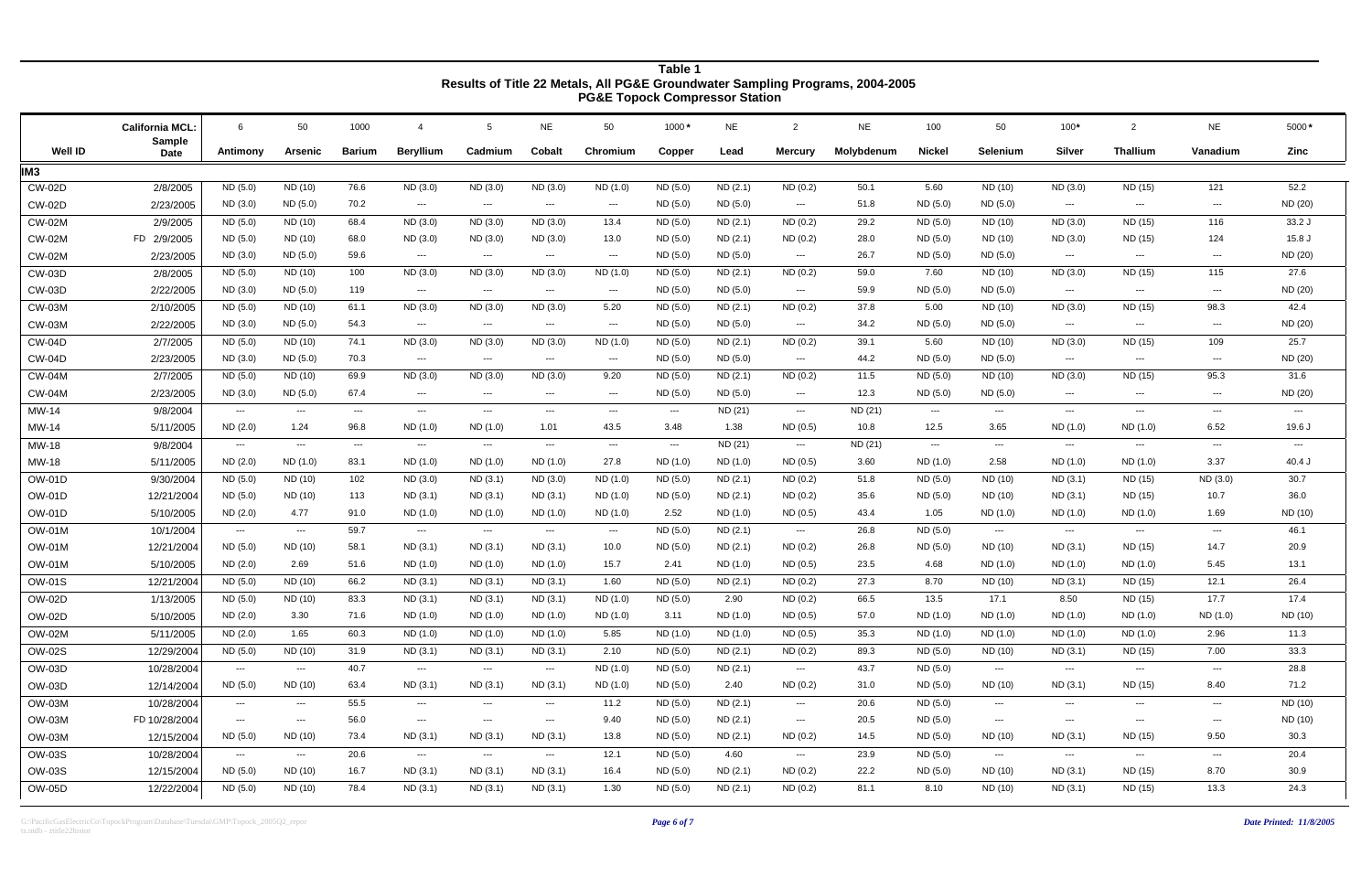**Table 1**
**Results of Title 22 Metals, All PG&E Groundwater Sampling Programs, 2004-2005**
**PG&E Topock Compressor Station**

| Well ID | Sample Date | Antimony | Arsenic | Barium | Beryllium | Cadmium | Cobalt | Chromium | Copper | Lead | Mercury | Molybdenum | Nickel | Selenium | Silver | Thallium | Vanadium | Zinc |
|---|---|---|---|---|---|---|---|---|---|---|---|---|---|---|---|---|---|---|
| California MCL: | | 6 | 50 | 1000 | 4 | 5 | NE | 50 | 1000* | NE | 2 | NE | 100 | 50 | 100* | 2 | NE | 5000* |
| **IM3** | | | | | | | | | | | | | | | | | | |
| CW-02D | 2/8/2005 | ND (5.0) | ND (10) | 76.6 | ND (3.0) | ND (3.0) | ND (3.0) | ND (1.0) | ND (5.0) | ND (2.1) | ND (0.2) | 50.1 | 5.60 | ND (10) | ND (3.0) | ND (15) | 121 | 52.2 |
| CW-02D | 2/23/2005 | ND (3.0) | ND (5.0) | 70.2 | --- | --- | --- | --- | ND (5.0) | ND (5.0) | --- | 51.8 | ND (5.0) | ND (5.0) | --- | --- | --- | ND (20) |
| CW-02M | 2/9/2005 | ND (5.0) | ND (10) | 68.4 | ND (3.0) | ND (3.0) | ND (3.0) | 13.4 | ND (5.0) | ND (2.1) | ND (0.2) | 29.2 | ND (5.0) | ND (10) | ND (3.0) | ND (15) | 116 | 33.2 J |
| CW-02M | FD 2/9/2005 | ND (5.0) | ND (10) | 68.0 | ND (3.0) | ND (3.0) | ND (3.0) | 13.0 | ND (5.0) | ND (2.1) | ND (0.2) | 28.0 | ND (5.0) | ND (10) | ND (3.0) | ND (15) | 124 | 15.8 J |
| CW-02M | 2/23/2005 | ND (3.0) | ND (5.0) | 59.6 | --- | --- | --- | --- | ND (5.0) | ND (5.0) | --- | 26.7 | ND (5.0) | ND (5.0) | --- | --- | --- | ND (20) |
| CW-03D | 2/8/2005 | ND (5.0) | ND (10) | 100 | ND (3.0) | ND (3.0) | ND (3.0) | ND (1.0) | ND (5.0) | ND (2.1) | ND (0.2) | 59.0 | 7.60 | ND (10) | ND (3.0) | ND (15) | 115 | 27.6 |
| CW-03D | 2/22/2005 | ND (3.0) | ND (5.0) | 119 | --- | --- | --- | --- | ND (5.0) | ND (5.0) | --- | 59.9 | ND (5.0) | ND (5.0) | --- | --- | --- | ND (20) |
| CW-03M | 2/10/2005 | ND (5.0) | ND (10) | 61.1 | ND (3.0) | ND (3.0) | ND (3.0) | 5.20 | ND (5.0) | ND (2.1) | ND (0.2) | 37.8 | 5.00 | ND (10) | ND (3.0) | ND (15) | 98.3 | 42.4 |
| CW-03M | 2/22/2005 | ND (3.0) | ND (5.0) | 54.3 | --- | --- | --- | --- | ND (5.0) | ND (5.0) | --- | 34.2 | ND (5.0) | ND (5.0) | --- | --- | --- | ND (20) |
| CW-04D | 2/7/2005 | ND (5.0) | ND (10) | 74.1 | ND (3.0) | ND (3.0) | ND (3.0) | ND (1.0) | ND (5.0) | ND (2.1) | ND (0.2) | 39.1 | 5.60 | ND (10) | ND (3.0) | ND (15) | 109 | 25.7 |
| CW-04D | 2/23/2005 | ND (3.0) | ND (5.0) | 70.3 | --- | --- | --- | --- | ND (5.0) | ND (5.0) | --- | 44.2 | ND (5.0) | ND (5.0) | --- | --- | --- | ND (20) |
| CW-04M | 2/7/2005 | ND (5.0) | ND (10) | 69.9 | ND (3.0) | ND (3.0) | ND (3.0) | 9.20 | ND (5.0) | ND (2.1) | ND (0.2) | 11.5 | ND (5.0) | ND (10) | ND (3.0) | ND (15) | 95.3 | 31.6 |
| CW-04M | 2/23/2005 | ND (3.0) | ND (5.0) | 67.4 | --- | --- | --- | --- | ND (5.0) | ND (5.0) | --- | 12.3 | ND (5.0) | ND (5.0) | --- | --- | --- | ND (20) |
| MW-14 | 9/8/2004 | --- | --- | --- | --- | --- | --- | --- | --- | ND (21) | --- | ND (21) | --- | --- | --- | --- | --- | --- |
| MW-14 | 5/11/2005 | ND (2.0) | 1.24 | 96.8 | ND (1.0) | ND (1.0) | 1.01 | 43.5 | 3.48 | 1.38 | ND (0.5) | 10.8 | 12.5 | 3.65 | ND (1.0) | ND (1.0) | 6.52 | 19.6 J |
| MW-18 | 9/8/2004 | --- | --- | --- | --- | --- | --- | --- | --- | ND (21) | --- | ND (21) | --- | --- | --- | --- | --- | --- |
| MW-18 | 5/11/2005 | ND (2.0) | ND (1.0) | 83.1 | ND (1.0) | ND (1.0) | ND (1.0) | 27.8 | ND (1.0) | ND (1.0) | ND (0.5) | 3.60 | ND (1.0) | 2.58 | ND (1.0) | ND (1.0) | 3.37 | 40.4 J |
| OW-01D | 9/30/2004 | ND (5.0) | ND (10) | 102 | ND (3.0) | ND (3.1) | ND (3.0) | ND (1.0) | ND (5.0) | ND (2.1) | ND (0.2) | 51.8 | ND (5.0) | ND (10) | ND (3.1) | ND (15) | ND (3.0) | 30.7 |
| OW-01D | 12/21/2004 | ND (5.0) | ND (10) | 113 | ND (3.1) | ND (3.1) | ND (3.1) | ND (1.0) | ND (5.0) | ND (2.1) | ND (0.2) | 35.6 | ND (5.0) | ND (10) | ND (3.1) | ND (15) | 10.7 | 36.0 |
| OW-01D | 5/10/2005 | ND (2.0) | 4.77 | 91.0 | ND (1.0) | ND (1.0) | ND (1.0) | ND (1.0) | 2.52 | ND (1.0) | ND (0.5) | 43.4 | 1.05 | ND (1.0) | ND (1.0) | ND (1.0) | 1.69 | ND (10) |
| OW-01M | 10/1/2004 | --- | --- | 59.7 | --- | --- | --- | --- | ND (5.0) | ND (2.1) | --- | 26.8 | ND (5.0) | --- | --- | --- | --- | 46.1 |
| OW-01M | 12/21/2004 | ND (5.0) | ND (10) | 58.1 | ND (3.1) | ND (3.1) | ND (3.1) | 10.0 | ND (5.0) | ND (2.1) | ND (0.2) | 26.8 | ND (5.0) | ND (10) | ND (3.1) | ND (15) | 14.7 | 20.9 |
| OW-01M | 5/10/2005 | ND (2.0) | 2.69 | 51.6 | ND (1.0) | ND (1.0) | ND (1.0) | 15.7 | 2.41 | ND (1.0) | ND (0.5) | 23.5 | 4.68 | ND (1.0) | ND (1.0) | ND (1.0) | 5.45 | 13.1 |
| OW-01S | 12/21/2004 | ND (5.0) | ND (10) | 66.2 | ND (3.1) | ND (3.1) | ND (3.1) | 1.60 | ND (5.0) | ND (2.1) | ND (0.2) | 27.3 | 8.70 | ND (10) | ND (3.1) | ND (15) | 12.1 | 26.4 |
| OW-02D | 1/13/2005 | ND (5.0) | ND (10) | 83.3 | ND (3.1) | ND (3.1) | ND (3.1) | ND (1.0) | ND (5.0) | 2.90 | ND (0.2) | 66.5 | 13.5 | 17.1 | 8.50 | ND (15) | 17.7 | 17.4 |
| OW-02D | 5/10/2005 | ND (2.0) | 3.30 | 71.6 | ND (1.0) | ND (1.0) | ND (1.0) | ND (1.0) | 3.11 | ND (1.0) | ND (0.5) | 57.0 | ND (1.0) | ND (1.0) | ND (1.0) | ND (1.0) | ND (1.0) | ND (10) |
| OW-02M | 5/11/2005 | ND (2.0) | 1.65 | 60.3 | ND (1.0) | ND (1.0) | ND (1.0) | 5.85 | ND (1.0) | ND (1.0) | ND (0.5) | 35.3 | ND (1.0) | ND (1.0) | ND (1.0) | ND (1.0) | 2.96 | 11.3 |
| OW-02S | 12/29/2004 | ND (5.0) | ND (10) | 31.9 | ND (3.1) | ND (3.1) | ND (3.1) | 2.10 | ND (5.0) | ND (2.1) | ND (0.2) | 89.3 | ND (5.0) | ND (10) | ND (3.1) | ND (15) | 7.00 | 33.3 |
| OW-03D | 10/28/2004 | --- | --- | 40.7 | --- | --- | --- | ND (1.0) | ND (5.0) | ND (2.1) | --- | 43.7 | ND (5.0) | --- | --- | --- | --- | 28.8 |
| OW-03D | 12/14/2004 | ND (5.0) | ND (10) | 63.4 | ND (3.1) | ND (3.1) | ND (3.1) | ND (1.0) | ND (5.0) | 2.40 | ND (0.2) | 31.0 | ND (5.0) | ND (10) | ND (3.1) | ND (15) | 8.40 | 71.2 |
| OW-03M | 10/28/2004 | --- | --- | 55.5 | --- | --- | --- | 11.2 | ND (5.0) | ND (2.1) | --- | 20.6 | ND (5.0) | --- | --- | --- | --- | ND (10) |
| OW-03M | FD 10/28/2004 | --- | --- | 56.0 | --- | --- | --- | 9.40 | ND (5.0) | ND (2.1) | --- | 20.5 | ND (5.0) | --- | --- | --- | --- | ND (10) |
| OW-03M | 12/15/2004 | ND (5.0) | ND (10) | 73.4 | ND (3.1) | ND (3.1) | ND (3.1) | 13.8 | ND (5.0) | ND (2.1) | ND (0.2) | 14.5 | ND (5.0) | ND (10) | ND (3.1) | ND (15) | 9.50 | 30.3 |
| OW-03S | 10/28/2004 | --- | --- | 20.6 | --- | --- | --- | 12.1 | ND (5.0) | 4.60 | --- | 23.9 | ND (5.0) | --- | --- | --- | --- | 20.4 |
| OW-03S | 12/15/2004 | ND (5.0) | ND (10) | 16.7 | ND (3.1) | ND (3.1) | ND (3.1) | 16.4 | ND (5.0) | ND (2.1) | ND (0.2) | 22.2 | ND (5.0) | ND (10) | ND (3.1) | ND (15) | 8.70 | 30.9 |
| OW-05D | 12/22/2004 | ND (5.0) | ND (10) | 78.4 | ND (3.1) | ND (3.1) | ND (3.1) | 1.30 | ND (5.0) | ND (2.1) | ND (0.2) | 81.1 | 8.10 | ND (10) | ND (3.1) | ND (15) | 13.3 | 24.3 |

G:\PacificGasElectricCo\TopockProgram\Database\Tuesdai\GMP\Topock_2005Q2_reports.mdb - ztitle22histor

*Date Printed: 11/8/2005*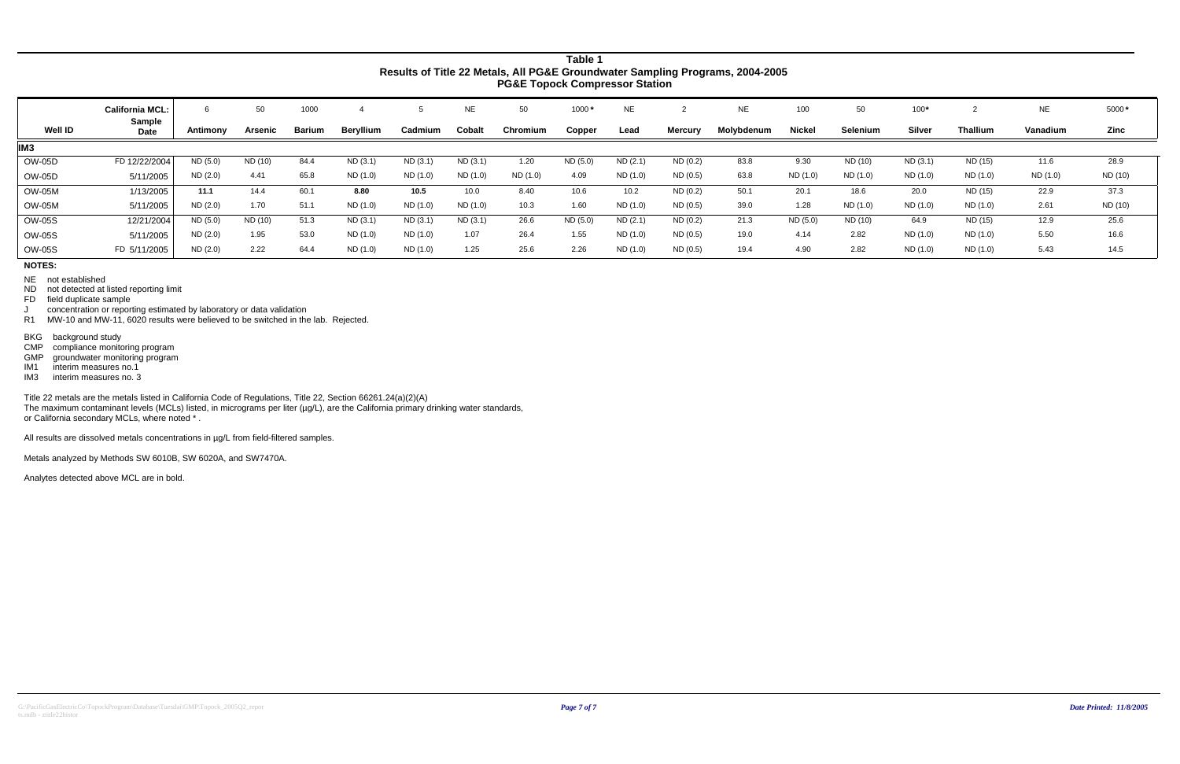# Table 1
## Results of Title 22 Metals, All PG&E Groundwater Sampling Programs, 2004-2005
### PG&E Topock Compressor Station

| Well ID | California MCL: / Sample Date | Antimony | Arsenic | Barium | Beryllium | Cadmium | Cobalt | Chromium | Copper | Lead | Mercury | Molybdenum | Nickel | Selenium | Silver | Thallium | Vanadium | Zinc |
|---|---|---|---|---|---|---|---|---|---|---|---|---|---|---|---|---|---|---|
| | | 6 | 50 | 1000 | 4 | 5 | NE | 50 | 1000* | NE | 2 | NE | 100 | 50 | 100* | 2 | NE | 5000* |
| **IM3** | | | | | | | | | | | | | | | | | | |
| OW-05D | FD 12/22/2004 | ND (5.0) | ND (10) | 84.4 | ND (3.1) | ND (3.1) | ND (3.1) | 1.20 | ND (5.0) | ND (2.1) | ND (0.2) | 83.8 | 9.30 | ND (10) | ND (3.1) | ND (15) | 11.6 | 28.9 |
| OW-05D | 5/11/2005 | ND (2.0) | 4.41 | 65.8 | ND (1.0) | ND (1.0) | ND (1.0) | ND (1.0) | 4.09 | ND (1.0) | ND (0.5) | 63.8 | ND (1.0) | ND (1.0) | ND (1.0) | ND (1.0) | ND (1.0) | ND (10) |
| OW-05M | 1/13/2005 | **11.1** | 14.4 | 60.1 | **8.80** | **10.5** | 10.0 | 8.40 | 10.6 | 10.2 | ND (0.2) | 50.1 | 20.1 | 18.6 | 20.0 | ND (15) | 22.9 | 37.3 |
| OW-05M | 5/11/2005 | ND (2.0) | 1.70 | 51.1 | ND (1.0) | ND (1.0) | ND (1.0) | 10.3 | 1.60 | ND (1.0) | ND (0.5) | 39.0 | 1.28 | ND (1.0) | ND (1.0) | ND (1.0) | 2.61 | ND (10) |
| OW-05S | 12/21/2004 | ND (5.0) | ND (10) | 51.3 | ND (3.1) | ND (3.1) | ND (3.1) | 26.6 | ND (5.0) | ND (2.1) | ND (0.2) | 21.3 | ND (5.0) | ND (10) | 64.9 | ND (15) | 12.9 | 25.6 |
| OW-05S | 5/11/2005 | ND (2.0) | 1.95 | 53.0 | ND (1.0) | ND (1.0) | 1.07 | 26.4 | 1.55 | ND (1.0) | ND (0.5) | 19.0 | 4.14 | 2.82 | ND (1.0) | ND (1.0) | 5.50 | 16.6 |
| OW-05S | FD 5/11/2005 | ND (2.0) | 2.22 | 64.4 | ND (1.0) | ND (1.0) | 1.25 | 25.6 | 2.26 | ND (1.0) | ND (0.5) | 19.4 | 4.90 | 2.82 | ND (1.0) | ND (1.0) | 5.43 | 14.5 |

**NOTES:**

NE not established
ND not detected at listed reporting limit
FD field duplicate sample
J concentration or reporting estimated by laboratory or data validation
R1 MW-10 and MW-11, 6020 results were believed to be switched in the lab. Rejected.

BKG background study
CMP compliance monitoring program
GMP groundwater monitoring program
IM1 interim measures no.1
IM3 interim measures no. 3

Title 22 metals are the metals listed in California Code of Regulations, Title 22, Section 66261.24(a)(2)(A)
The maximum contaminant levels (MCLs) listed, in micrograms per liter (µg/L), are the California primary drinking water standards, or California secondary MCLs, where noted * .

All results are dissolved metals concentrations in µg/L from field-filtered samples.

Metals analyzed by Methods SW 6010B, SW 6020A, and SW7470A.

Analytes detected above MCL are in bold.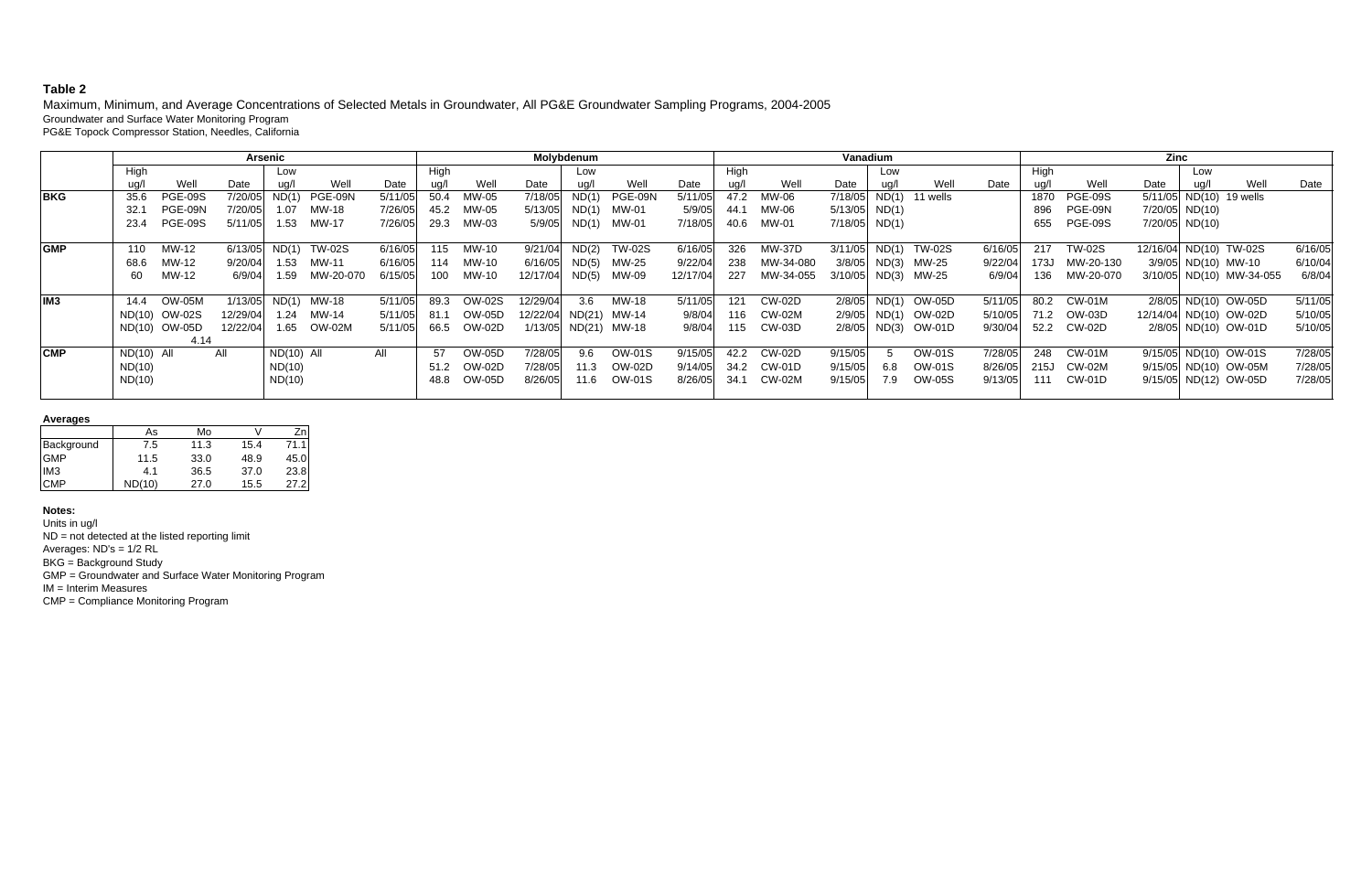**Table 2**

Maximum, Minimum, and Average Concentrations of Selected Metals in Groundwater, All PG&E Groundwater Sampling Programs, 2004-2005

Groundwater and Surface Water Monitoring Program

PG&E Topock Compressor Station, Needles, California

| | Arsenic | | | | | | Molybdenum | | | | | | Vanadium | | | | | | Zinc | | | | | |
|---|---|---|---|---|---|---|---|---|---|---|---|---|---|---|---|---|---|---|---|---|---|---|---|---|
| | High | | | Low | | | High | | | Low | | | High | | | Low | | | High | | | Low | | |
| | ug/l | Well | Date | ug/l | Well | Date | ug/l | Well | Date | ug/l | Well | Date | ug/l | Well | Date | ug/l | Well | Date | ug/l | Well | Date | ug/l | Well | Date |
| **BKG** | 35.6 | PGE-09S | 7/20/05 | ND(1) | PGE-09N | 5/11/05 | 50.4 | MW-05 | 7/18/05 | ND(1) | PGE-09N | 5/11/05 | 47.2 | MW-06 | 7/18/05 | ND(1) | 11 wells | | 1870 | PGE-09S | 5/11/05 | ND(10) | 19 wells | |
| | 32.1 | PGE-09N | 7/20/05 | 1.07 | MW-18 | 7/26/05 | 45.2 | MW-05 | 5/13/05 | ND(1) | MW-01 | 5/9/05 | 44.1 | MW-06 | 5/13/05 | ND(1) | | | 896 | PGE-09N | 7/20/05 | ND(10) | | |
| | 23.4 | PGE-09S | 5/11/05 | 1.53 | MW-17 | 7/26/05 | 29.3 | MW-03 | 5/9/05 | ND(1) | MW-01 | 7/18/05 | 40.6 | MW-01 | 7/18/05 | ND(1) | | | 655 | PGE-09S | 7/20/05 | ND(10) | | |
| **GMP** | 110 | MW-12 | 6/13/05 | ND(1) | TW-02S | 6/16/05 | 115 | MW-10 | 9/21/04 | ND(2) | TW-02S | 6/16/05 | 326 | MW-37D | 3/11/05 | ND(1) | TW-02S | 6/16/05 | 217 | TW-02S | 12/16/04 | ND(10) | TW-02S | 6/16/05 |
| | 68.6 | MW-12 | 9/20/04 | 1.53 | MW-11 | 6/16/05 | 114 | MW-10 | 6/16/05 | ND(5) | MW-25 | 9/22/04 | 238 | MW-34-080 | 3/8/05 | ND(3) | MW-25 | 9/22/04 | 173J | MW-20-130 | 3/9/05 | ND(10) | MW-10 | 6/10/04 |
| | 60 | MW-12 | 6/9/04 | 1.59 | MW-20-070 | 6/15/05 | 100 | MW-10 | 12/17/04 | ND(5) | MW-09 | 12/17/04 | 227 | MW-34-055 | 3/10/05 | ND(3) | MW-25 | 6/9/04 | 136 | MW-20-070 | 3/10/05 | ND(10) | MW-34-055 | 6/8/04 |
| **IM3** | 14.4 | OW-05M | 1/13/05 | ND(1) | MW-18 | 5/11/05 | 89.3 | OW-02S | 12/29/04 | 3.6 | MW-18 | 5/11/05 | 121 | CW-02D | 2/8/05 | ND(1) | OW-05D | 5/11/05 | 80.2 | CW-01M | 2/8/05 | ND(10) | OW-05D | 5/11/05 |
| | ND(10) | OW-02S | 12/29/04 | 1.24 | MW-14 | 5/11/05 | 81.1 | OW-05D | 12/22/04 | ND(21) | MW-14 | 9/8/04 | 116 | CW-02M | 2/9/05 | ND(1) | OW-02D | 5/10/05 | 71.2 | OW-03D | 12/14/04 | ND(10) | OW-02D | 5/10/05 |
| | ND(10) | OW-05D | 12/22/04 | 1.65 | OW-02M | 5/11/05 | 66.5 | OW-02D | 1/13/05 | ND(21) | MW-18 | 9/8/04 | 115 | CW-03D | 2/8/05 | ND(3) | OW-01D | 9/30/04 | 52.2 | CW-02D | 2/8/05 | ND(10) | OW-01D | 5/10/05 |
| | | 4.14 | | | | | | | | | | | | | | | | | | | | | | |
| **CMP** | ND(10) | All | All | ND(10) | All | All | 57 | OW-05D | 7/28/05 | 9.6 | OW-01S | 9/15/05 | 42.2 | CW-02D | 9/15/05 | 5 | OW-01S | 7/28/05 | 248 | CW-01M | 9/15/05 | ND(10) | OW-01S | 7/28/05 |
| | ND(10) | | | ND(10) | | | 51.2 | OW-02D | 7/28/05 | 11.3 | OW-02D | 9/14/05 | 34.2 | CW-01D | 9/15/05 | 6.8 | OW-01S | 8/26/05 | 215J | CW-02M | 9/15/05 | ND(10) | OW-05M | 7/28/05 |
| | ND(10) | | | ND(10) | | | 48.8 | OW-05D | 8/26/05 | 11.6 | OW-01S | 8/26/05 | 34.1 | CW-02M | 9/15/05 | 7.9 | OW-05S | 9/13/05 | 111 | CW-01D | 9/15/05 | ND(12) | OW-05D | 7/28/05 |

**Averages**

| | As | Mo | V | Zn |
|---|---|---|---|---|
| Background | 7.5 | 11.3 | 15.4 | 71.1 |
| GMP | 11.5 | 33.0 | 48.9 | 45.0 |
| IM3 | 4.1 | 36.5 | 37.0 | 23.8 |
| CMP | ND(10) | 27.0 | 15.5 | 27.2 |

**Notes:**

Units in ug/l

ND = not detected at the listed reporting limit

Averages: ND's = 1/2 RL

BKG = Background Study

GMP = Groundwater and Surface Water Monitoring Program

IM = Interim Measures

CMP = Compliance Monitoring Program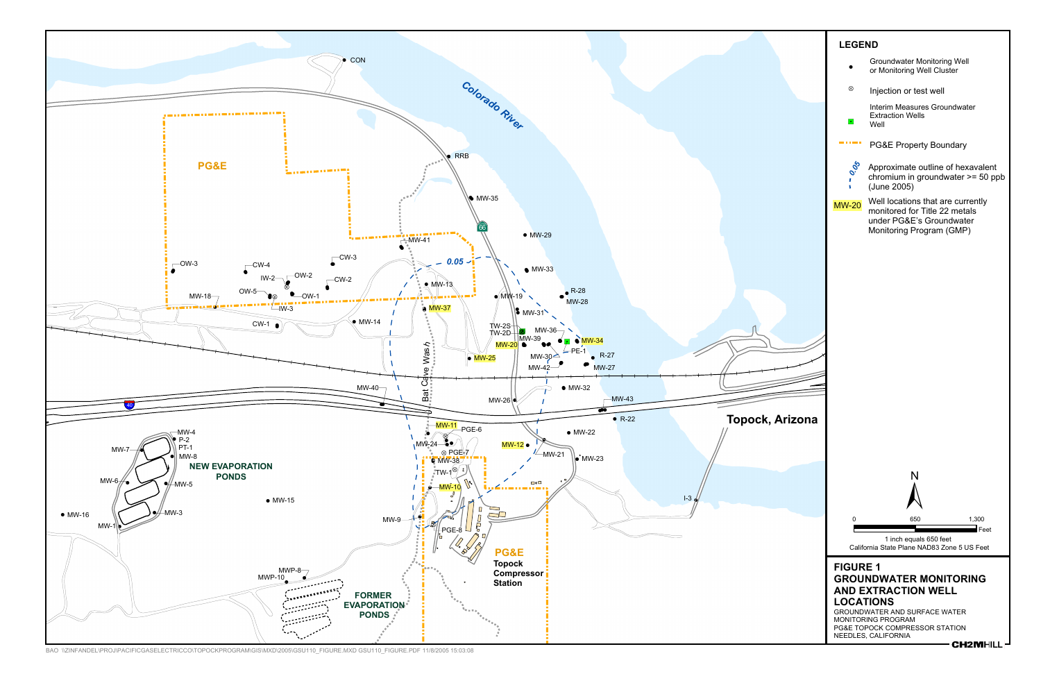## LEGEND

- Groundwater Monitoring Well or Monitoring Well Cluster
- Injection or test well
- Interim Measures Groundwater Extraction Wells Well
- PG&E Property Boundary
- Approximate outline of hexavalent chromium in groundwater >= 50 ppb (June 2005)
- MW-20 Well locations that are currently monitored for Title 22 metals under PG&E's Groundwater Monitoring Program (GMP)

CON
Colorado River
RRB
PG&E
MW-35
66
MW-29
MW-41
CW-3
OW-3
CW-4
0.05
MW-33
IW-2
OW-2
CW-2
MW-13
R-28
OW-5
OW-1
MW-19
MW-28
MW-18
IW-3
MW-37
MW-31
CW-1
MW-14
TW-2S
TW-2D
MW-36
MW-39
MW-34
MW-20
PE-1
R-27
MW-25
MW-30
Bat Cave Wash
MW-42
MW-27
MW-40
MW-32
40
MW-26
MW-43
R-22
Topock, Arizona
MW-11
PGE-6
MW-4
MW-22
P-2
MW-24
PT-1
MW-12
MW-7
PGE-7
MW-21
MW-8
MW-23
MW-38
NEW EVAPORATION PONDS
TW-1
MW-6
MW-5
MW-10
I-3
MW-15
MW-16
MW-3
MW-9
MW-1
PGE-8
PG&E
Topock Compressor Station
MWP-8
MWP-10
FORMER EVAPORATION PONDS

N

0 650 1,300
Feet
1 inch equals 650 feet
California State Plane NAD83 Zone 5 US Feet

**FIGURE 1**
**GROUNDWATER MONITORING AND EXTRACTION WELL LOCATIONS**
GROUNDWATER AND SURFACE WATER MONITORING PROGRAM
PG&E TOPOCK COMPRESSOR STATION
NEEDLES, CALIFORNIA

CH2MHILL

BAO \\ZINFANDEL\PROJ\PACIFICGASELECTRICCO\TOPOCKPROGRAM\GIS\MXD\2005\GSU110_FIGURE.MXD GSU110_FIGURE.PDF 11/8/2005 15:03:08